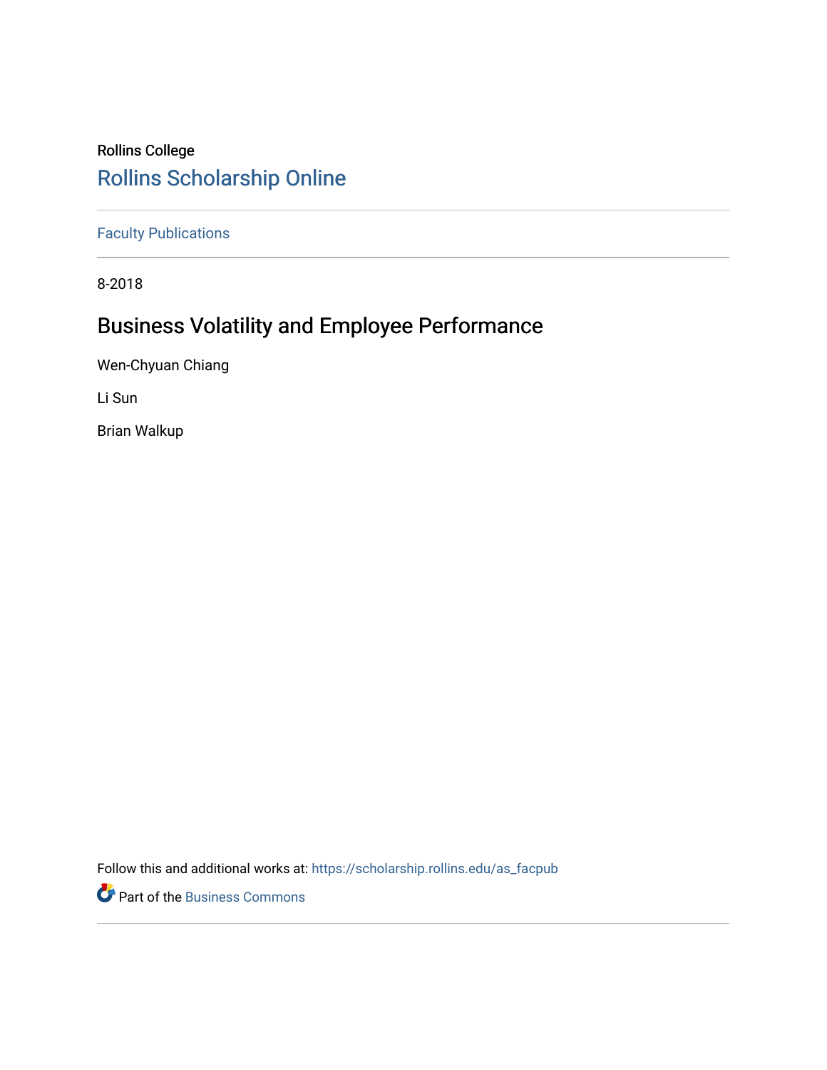Rollins College

# Rollins Scholarship Online

Faculty Publications

8-2018

## Business Volatility and Employee Performance

Wen-Chyuan Chiang

Li Sun

Brian Walkup

Follow this and additional works at: https://scholarship.rollins.edu/as_facpub

Part of the Business Commons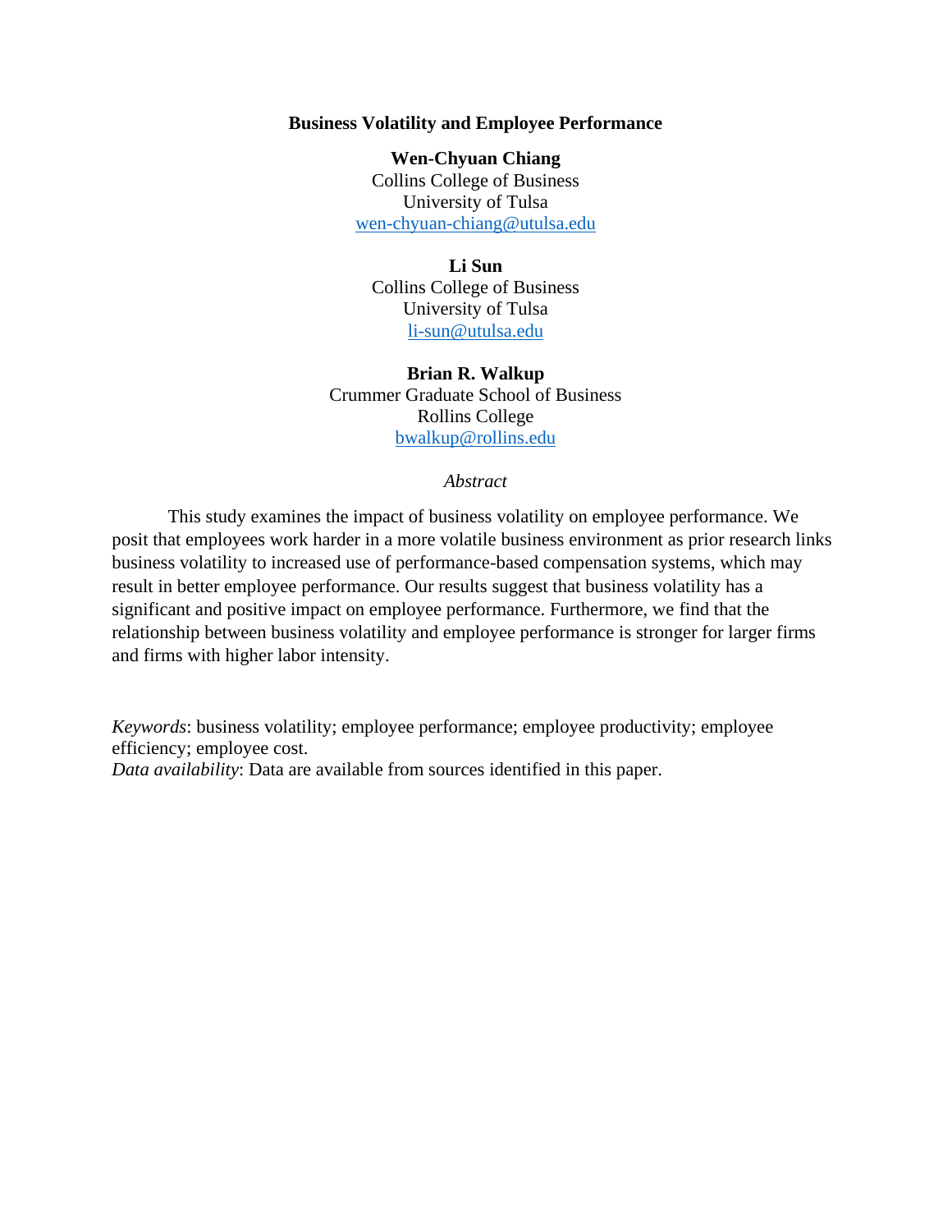# Business Volatility and Employee Performance

**Wen-Chyuan Chiang**
Collins College of Business
University of Tulsa
wen-chyuan-chiang@utulsa.edu

**Li Sun**
Collins College of Business
University of Tulsa
li-sun@utulsa.edu

**Brian R. Walkup**
Crummer Graduate School of Business
Rollins College
bwalkup@rollins.edu

*Abstract*

This study examines the impact of business volatility on employee performance. We posit that employees work harder in a more volatile business environment as prior research links business volatility to increased use of performance-based compensation systems, which may result in better employee performance. Our results suggest that business volatility has a significant and positive impact on employee performance. Furthermore, we find that the relationship between business volatility and employee performance is stronger for larger firms and firms with higher labor intensity.

*Keywords*: business volatility; employee performance; employee productivity; employee efficiency; employee cost.
*Data availability*: Data are available from sources identified in this paper.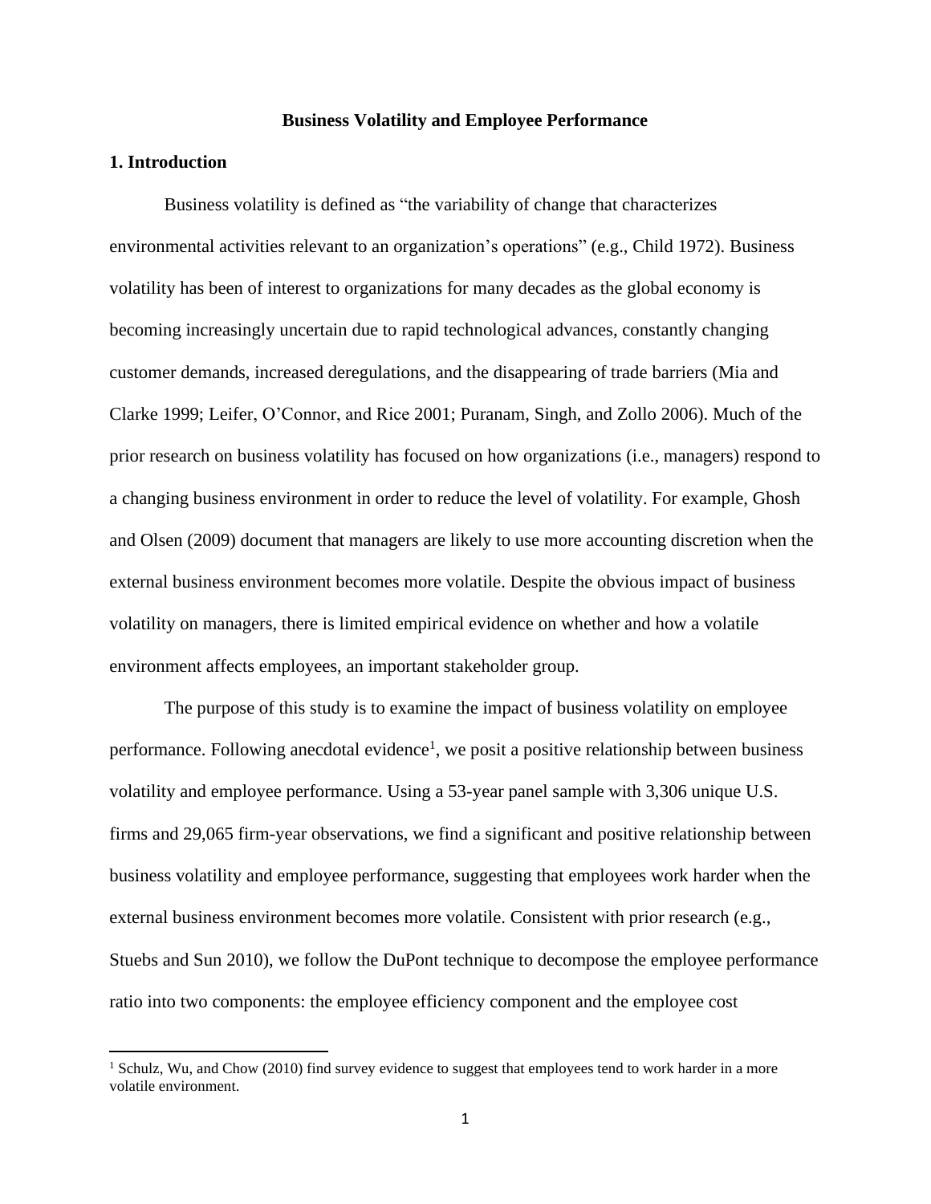# Business Volatility and Employee Performance

## 1. Introduction

Business volatility is defined as "the variability of change that characterizes environmental activities relevant to an organization's operations" (e.g., Child 1972). Business volatility has been of interest to organizations for many decades as the global economy is becoming increasingly uncertain due to rapid technological advances, constantly changing customer demands, increased deregulations, and the disappearing of trade barriers (Mia and Clarke 1999; Leifer, O'Connor, and Rice 2001; Puranam, Singh, and Zollo 2006). Much of the prior research on business volatility has focused on how organizations (i.e., managers) respond to a changing business environment in order to reduce the level of volatility. For example, Ghosh and Olsen (2009) document that managers are likely to use more accounting discretion when the external business environment becomes more volatile. Despite the obvious impact of business volatility on managers, there is limited empirical evidence on whether and how a volatile environment affects employees, an important stakeholder group.

The purpose of this study is to examine the impact of business volatility on employee performance. Following anecdotal evidence[1], we posit a positive relationship between business volatility and employee performance. Using a 53-year panel sample with 3,306 unique U.S. firms and 29,065 firm-year observations, we find a significant and positive relationship between business volatility and employee performance, suggesting that employees work harder when the external business environment becomes more volatile. Consistent with prior research (e.g., Stuebs and Sun 2010), we follow the DuPont technique to decompose the employee performance ratio into two components: the employee efficiency component and the employee cost

[1] Schulz, Wu, and Chow (2010) find survey evidence to suggest that employees tend to work harder in a more volatile environment.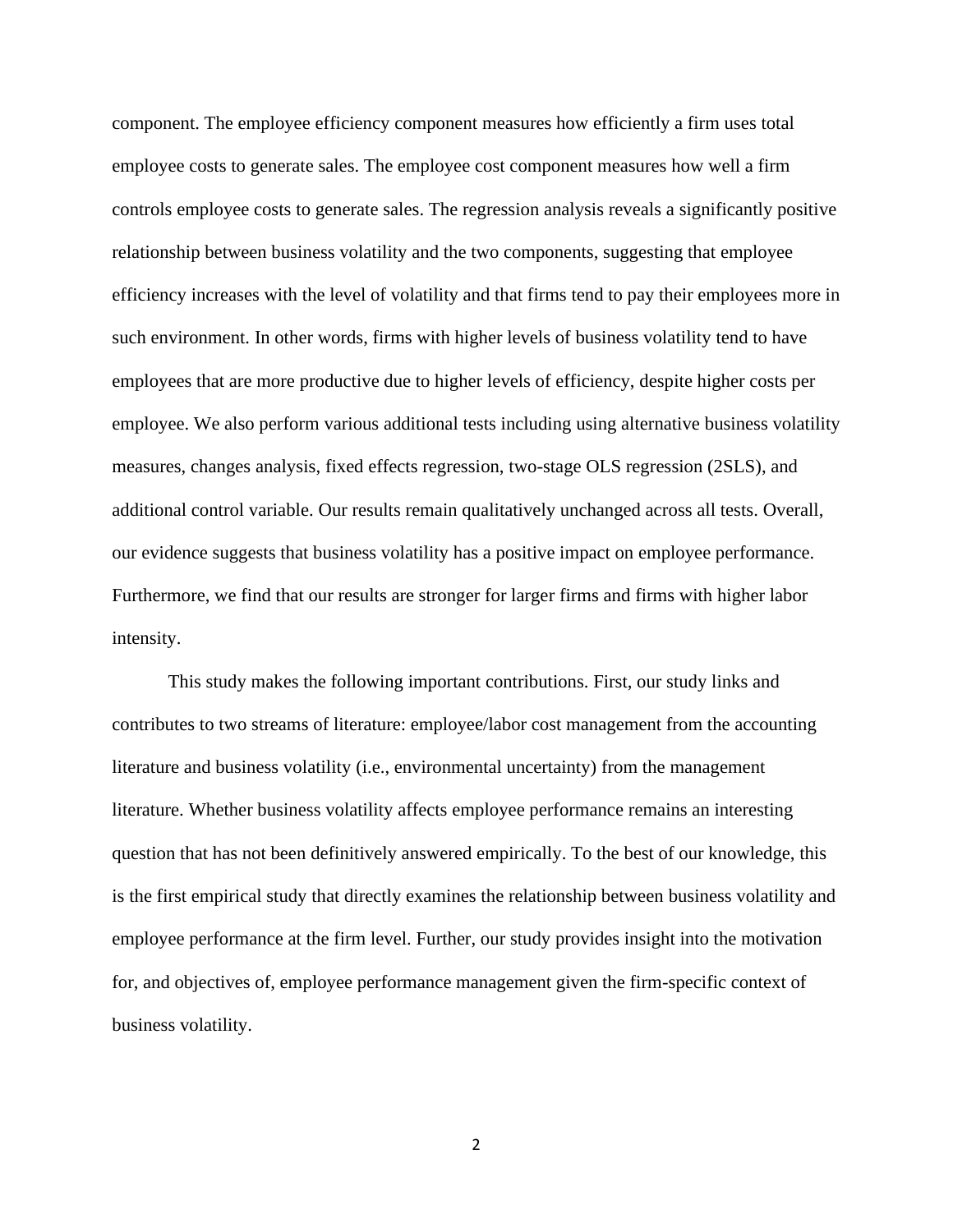component. The employee efficiency component measures how efficiently a firm uses total employee costs to generate sales. The employee cost component measures how well a firm controls employee costs to generate sales. The regression analysis reveals a significantly positive relationship between business volatility and the two components, suggesting that employee efficiency increases with the level of volatility and that firms tend to pay their employees more in such environment. In other words, firms with higher levels of business volatility tend to have employees that are more productive due to higher levels of efficiency, despite higher costs per employee. We also perform various additional tests including using alternative business volatility measures, changes analysis, fixed effects regression, two-stage OLS regression (2SLS), and additional control variable. Our results remain qualitatively unchanged across all tests. Overall, our evidence suggests that business volatility has a positive impact on employee performance. Furthermore, we find that our results are stronger for larger firms and firms with higher labor intensity.

This study makes the following important contributions. First, our study links and contributes to two streams of literature: employee/labor cost management from the accounting literature and business volatility (i.e., environmental uncertainty) from the management literature. Whether business volatility affects employee performance remains an interesting question that has not been definitively answered empirically. To the best of our knowledge, this is the first empirical study that directly examines the relationship between business volatility and employee performance at the firm level. Further, our study provides insight into the motivation for, and objectives of, employee performance management given the firm-specific context of business volatility.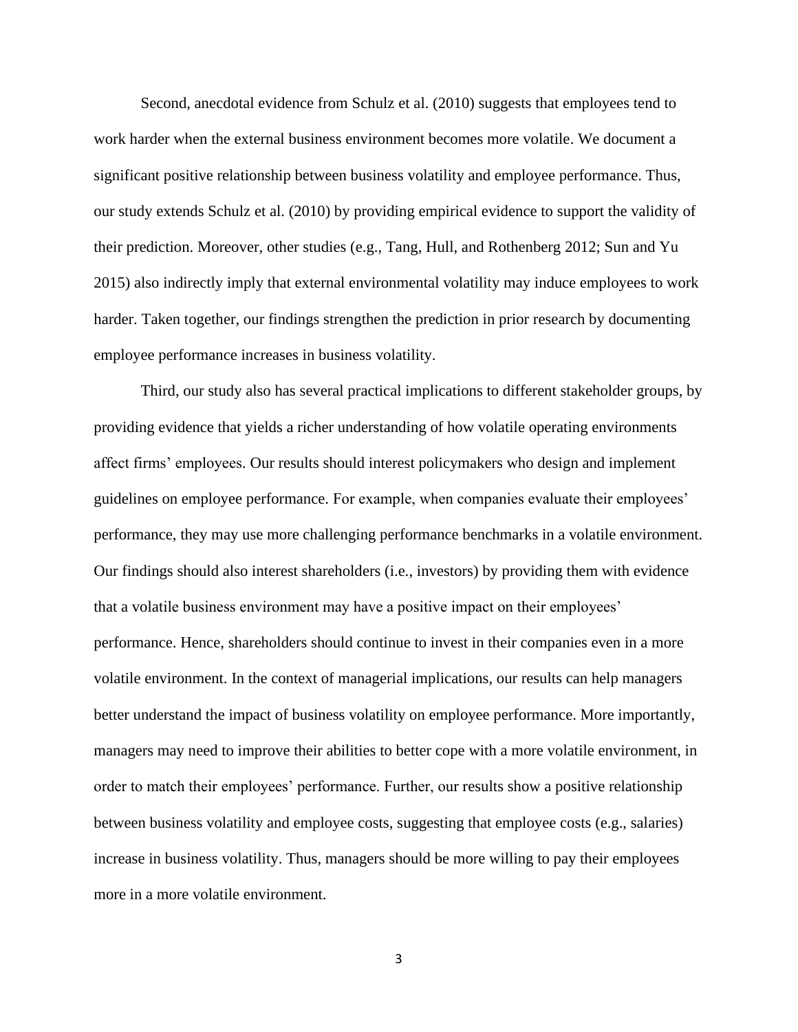Second, anecdotal evidence from Schulz et al. (2010) suggests that employees tend to work harder when the external business environment becomes more volatile. We document a significant positive relationship between business volatility and employee performance. Thus, our study extends Schulz et al. (2010) by providing empirical evidence to support the validity of their prediction. Moreover, other studies (e.g., Tang, Hull, and Rothenberg 2012; Sun and Yu 2015) also indirectly imply that external environmental volatility may induce employees to work harder. Taken together, our findings strengthen the prediction in prior research by documenting employee performance increases in business volatility.

Third, our study also has several practical implications to different stakeholder groups, by providing evidence that yields a richer understanding of how volatile operating environments affect firms' employees. Our results should interest policymakers who design and implement guidelines on employee performance. For example, when companies evaluate their employees' performance, they may use more challenging performance benchmarks in a volatile environment. Our findings should also interest shareholders (i.e., investors) by providing them with evidence that a volatile business environment may have a positive impact on their employees' performance. Hence, shareholders should continue to invest in their companies even in a more volatile environment. In the context of managerial implications, our results can help managers better understand the impact of business volatility on employee performance. More importantly, managers may need to improve their abilities to better cope with a more volatile environment, in order to match their employees' performance. Further, our results show a positive relationship between business volatility and employee costs, suggesting that employee costs (e.g., salaries) increase in business volatility. Thus, managers should be more willing to pay their employees more in a more volatile environment.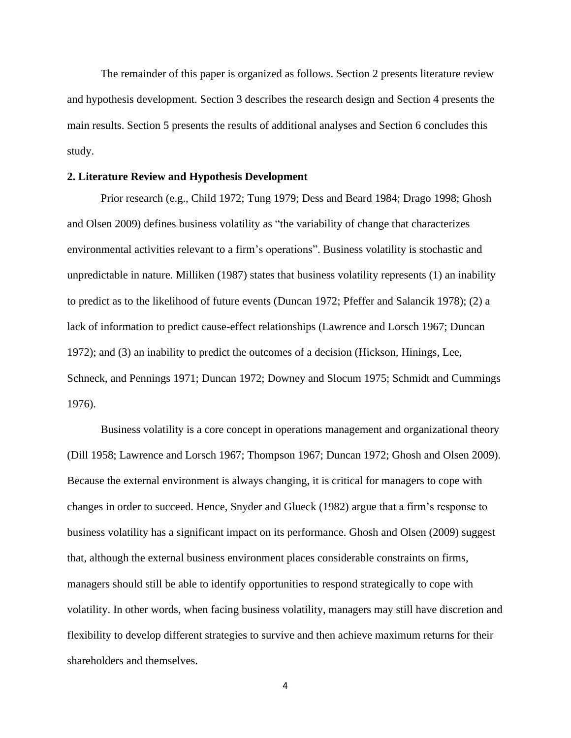The remainder of this paper is organized as follows. Section 2 presents literature review and hypothesis development. Section 3 describes the research design and Section 4 presents the main results. Section 5 presents the results of additional analyses and Section 6 concludes this study.

## 2. Literature Review and Hypothesis Development

Prior research (e.g., Child 1972; Tung 1979; Dess and Beard 1984; Drago 1998; Ghosh and Olsen 2009) defines business volatility as "the variability of change that characterizes environmental activities relevant to a firm's operations". Business volatility is stochastic and unpredictable in nature. Milliken (1987) states that business volatility represents (1) an inability to predict as to the likelihood of future events (Duncan 1972; Pfeffer and Salancik 1978); (2) a lack of information to predict cause-effect relationships (Lawrence and Lorsch 1967; Duncan 1972); and (3) an inability to predict the outcomes of a decision (Hickson, Hinings, Lee, Schneck, and Pennings 1971; Duncan 1972; Downey and Slocum 1975; Schmidt and Cummings 1976).

Business volatility is a core concept in operations management and organizational theory (Dill 1958; Lawrence and Lorsch 1967; Thompson 1967; Duncan 1972; Ghosh and Olsen 2009). Because the external environment is always changing, it is critical for managers to cope with changes in order to succeed. Hence, Snyder and Glueck (1982) argue that a firm's response to business volatility has a significant impact on its performance. Ghosh and Olsen (2009) suggest that, although the external business environment places considerable constraints on firms, managers should still be able to identify opportunities to respond strategically to cope with volatility. In other words, when facing business volatility, managers may still have discretion and flexibility to develop different strategies to survive and then achieve maximum returns for their shareholders and themselves.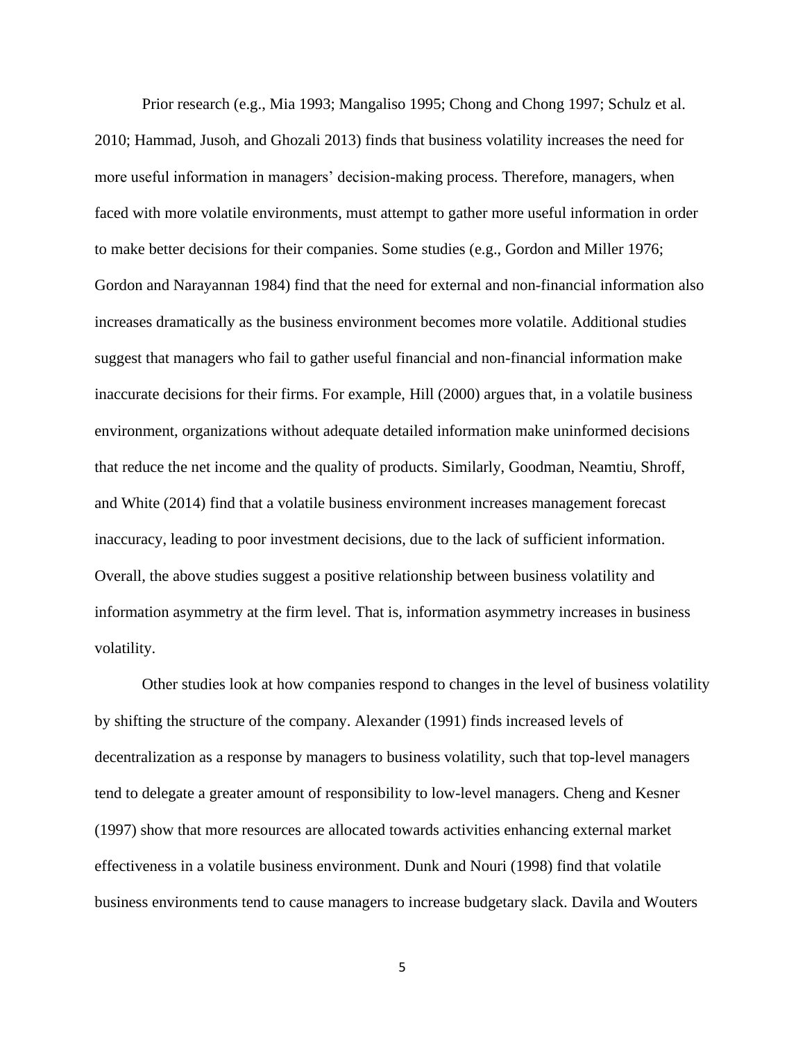Prior research (e.g., Mia 1993; Mangaliso 1995; Chong and Chong 1997; Schulz et al. 2010; Hammad, Jusoh, and Ghozali 2013) finds that business volatility increases the need for more useful information in managers' decision-making process. Therefore, managers, when faced with more volatile environments, must attempt to gather more useful information in order to make better decisions for their companies. Some studies (e.g., Gordon and Miller 1976; Gordon and Narayannan 1984) find that the need for external and non-financial information also increases dramatically as the business environment becomes more volatile. Additional studies suggest that managers who fail to gather useful financial and non-financial information make inaccurate decisions for their firms. For example, Hill (2000) argues that, in a volatile business environment, organizations without adequate detailed information make uninformed decisions that reduce the net income and the quality of products. Similarly, Goodman, Neamtiu, Shroff, and White (2014) find that a volatile business environment increases management forecast inaccuracy, leading to poor investment decisions, due to the lack of sufficient information. Overall, the above studies suggest a positive relationship between business volatility and information asymmetry at the firm level. That is, information asymmetry increases in business volatility.

Other studies look at how companies respond to changes in the level of business volatility by shifting the structure of the company. Alexander (1991) finds increased levels of decentralization as a response by managers to business volatility, such that top-level managers tend to delegate a greater amount of responsibility to low-level managers. Cheng and Kesner (1997) show that more resources are allocated towards activities enhancing external market effectiveness in a volatile business environment. Dunk and Nouri (1998) find that volatile business environments tend to cause managers to increase budgetary slack. Davila and Wouters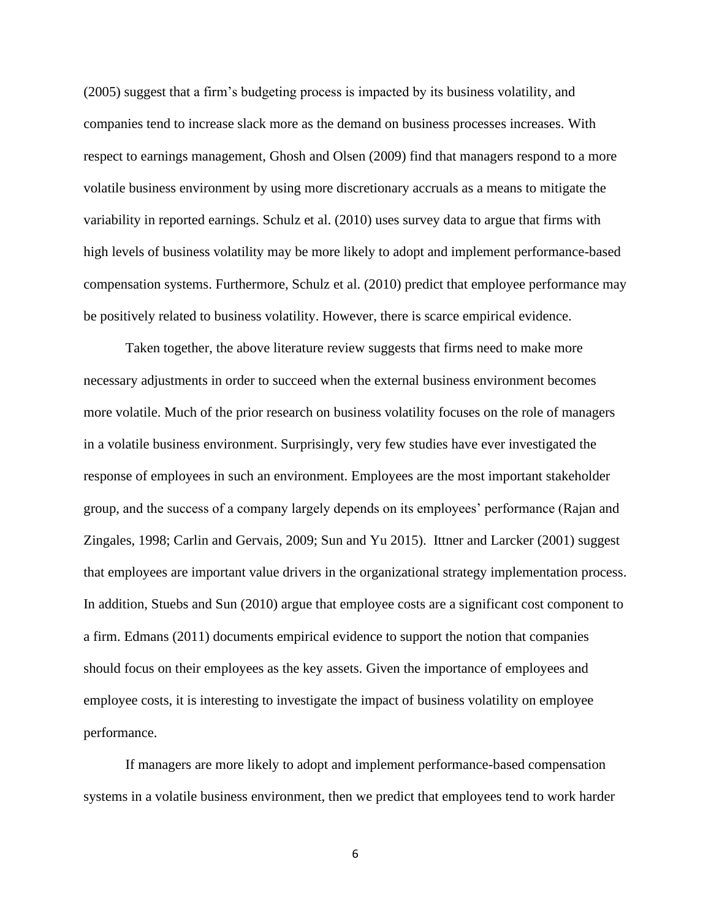(2005) suggest that a firm's budgeting process is impacted by its business volatility, and companies tend to increase slack more as the demand on business processes increases. With respect to earnings management, Ghosh and Olsen (2009) find that managers respond to a more volatile business environment by using more discretionary accruals as a means to mitigate the variability in reported earnings. Schulz et al. (2010) uses survey data to argue that firms with high levels of business volatility may be more likely to adopt and implement performance-based compensation systems. Furthermore, Schulz et al. (2010) predict that employee performance may be positively related to business volatility. However, there is scarce empirical evidence.

Taken together, the above literature review suggests that firms need to make more necessary adjustments in order to succeed when the external business environment becomes more volatile. Much of the prior research on business volatility focuses on the role of managers in a volatile business environment. Surprisingly, very few studies have ever investigated the response of employees in such an environment. Employees are the most important stakeholder group, and the success of a company largely depends on its employees' performance (Rajan and Zingales, 1998; Carlin and Gervais, 2009; Sun and Yu 2015). Ittner and Larcker (2001) suggest that employees are important value drivers in the organizational strategy implementation process. In addition, Stuebs and Sun (2010) argue that employee costs are a significant cost component to a firm. Edmans (2011) documents empirical evidence to support the notion that companies should focus on their employees as the key assets. Given the importance of employees and employee costs, it is interesting to investigate the impact of business volatility on employee performance.

If managers are more likely to adopt and implement performance-based compensation systems in a volatile business environment, then we predict that employees tend to work harder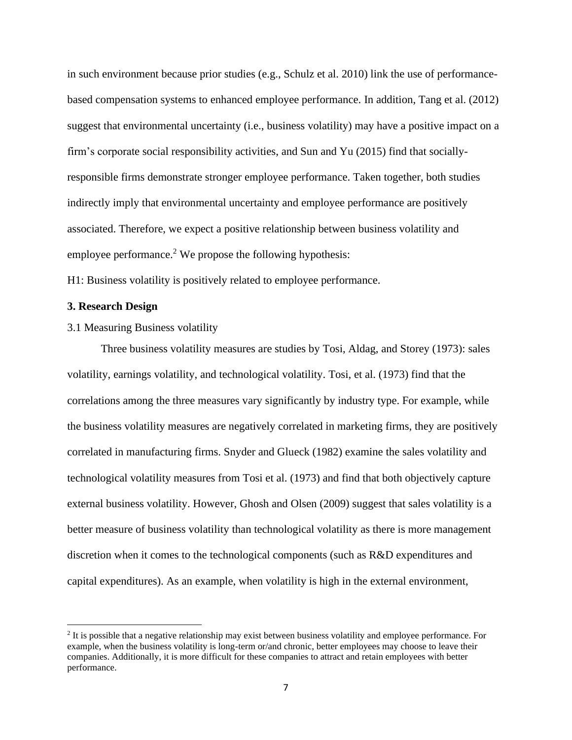in such environment because prior studies (e.g., Schulz et al. 2010) link the use of performance-based compensation systems to enhanced employee performance. In addition, Tang et al. (2012) suggest that environmental uncertainty (i.e., business volatility) may have a positive impact on a firm's corporate social responsibility activities, and Sun and Yu (2015) find that socially-responsible firms demonstrate stronger employee performance. Taken together, both studies indirectly imply that environmental uncertainty and employee performance are positively associated. Therefore, we expect a positive relationship between business volatility and employee performance.[2] We propose the following hypothesis:

H1: Business volatility is positively related to employee performance.

## 3. Research Design

### 3.1 Measuring Business volatility

Three business volatility measures are studies by Tosi, Aldag, and Storey (1973): sales volatility, earnings volatility, and technological volatility. Tosi, et al. (1973) find that the correlations among the three measures vary significantly by industry type. For example, while the business volatility measures are negatively correlated in marketing firms, they are positively correlated in manufacturing firms. Snyder and Glueck (1982) examine the sales volatility and technological volatility measures from Tosi et al. (1973) and find that both objectively capture external business volatility. However, Ghosh and Olsen (2009) suggest that sales volatility is a better measure of business volatility than technological volatility as there is more management discretion when it comes to the technological components (such as R&D expenditures and capital expenditures). As an example, when volatility is high in the external environment,

[2] It is possible that a negative relationship may exist between business volatility and employee performance. For example, when the business volatility is long-term or/and chronic, better employees may choose to leave their companies. Additionally, it is more difficult for these companies to attract and retain employees with better performance.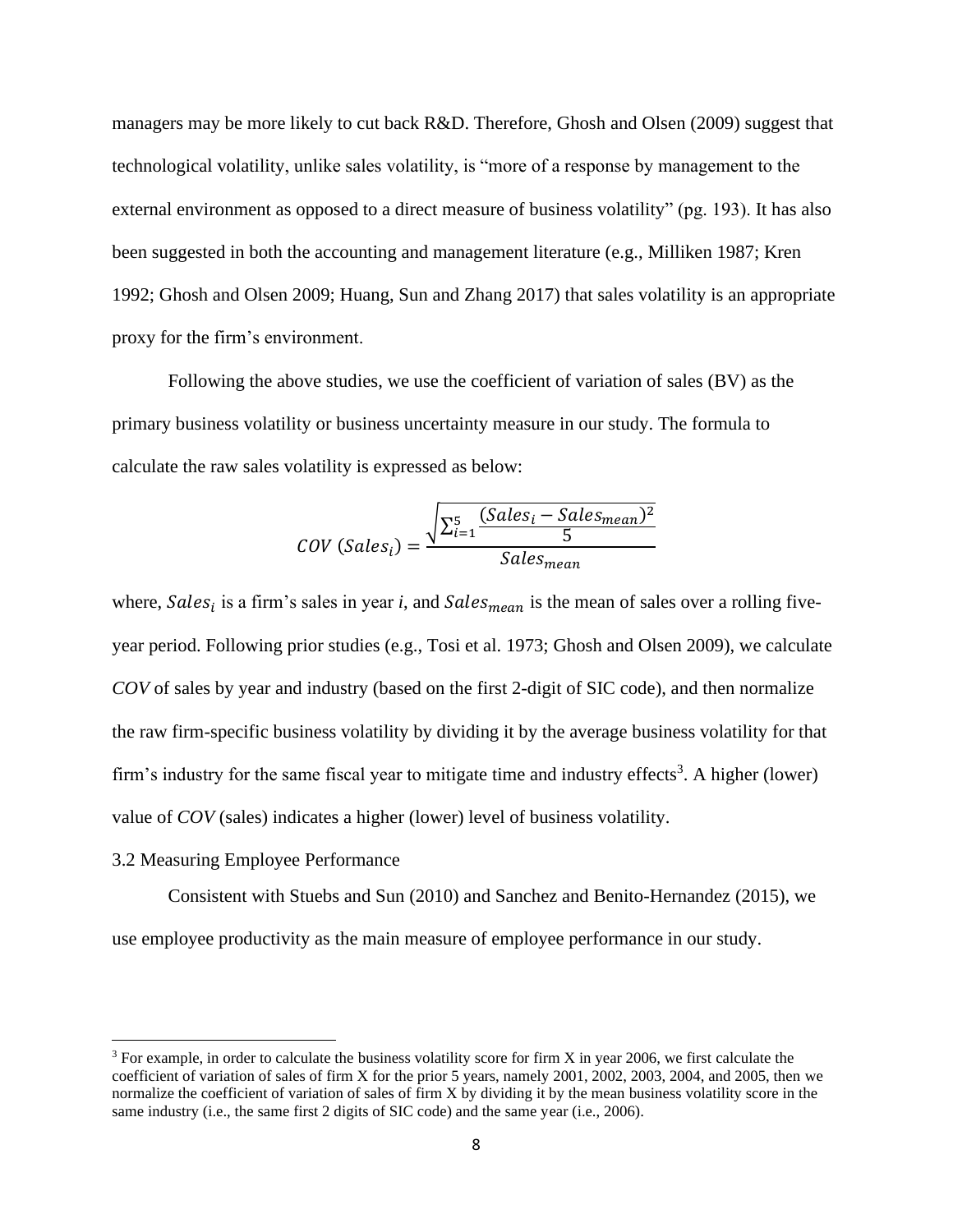managers may be more likely to cut back R&D. Therefore, Ghosh and Olsen (2009) suggest that technological volatility, unlike sales volatility, is "more of a response by management to the external environment as opposed to a direct measure of business volatility" (pg. 193). It has also been suggested in both the accounting and management literature (e.g., Milliken 1987; Kren 1992; Ghosh and Olsen 2009; Huang, Sun and Zhang 2017) that sales volatility is an appropriate proxy for the firm's environment.

Following the above studies, we use the coefficient of variation of sales (BV) as the primary business volatility or business uncertainty measure in our study. The formula to calculate the raw sales volatility is expressed as below:

$$COV\ (Sales_i) = \frac{\sqrt{\sum_{i=1}^{5} \frac{(Sales_i - Sales_{mean})^2}{5}}}{Sales_{mean}}$$

where, $Sales_i$ is a firm's sales in year *i*, and $Sales_{mean}$ is the mean of sales over a rolling five-year period. Following prior studies (e.g., Tosi et al. 1973; Ghosh and Olsen 2009), we calculate *COV* of sales by year and industry (based on the first 2-digit of SIC code), and then normalize the raw firm-specific business volatility by dividing it by the average business volatility for that firm's industry for the same fiscal year to mitigate time and industry effects[3]. A higher (lower) value of *COV* (sales) indicates a higher (lower) level of business volatility.

3.2 Measuring Employee Performance

Consistent with Stuebs and Sun (2010) and Sanchez and Benito-Hernandez (2015), we use employee productivity as the main measure of employee performance in our study.

[3] For example, in order to calculate the business volatility score for firm X in year 2006, we first calculate the coefficient of variation of sales of firm X for the prior 5 years, namely 2001, 2002, 2003, 2004, and 2005, then we normalize the coefficient of variation of sales of firm X by dividing it by the mean business volatility score in the same industry (i.e., the same first 2 digits of SIC code) and the same year (i.e., 2006).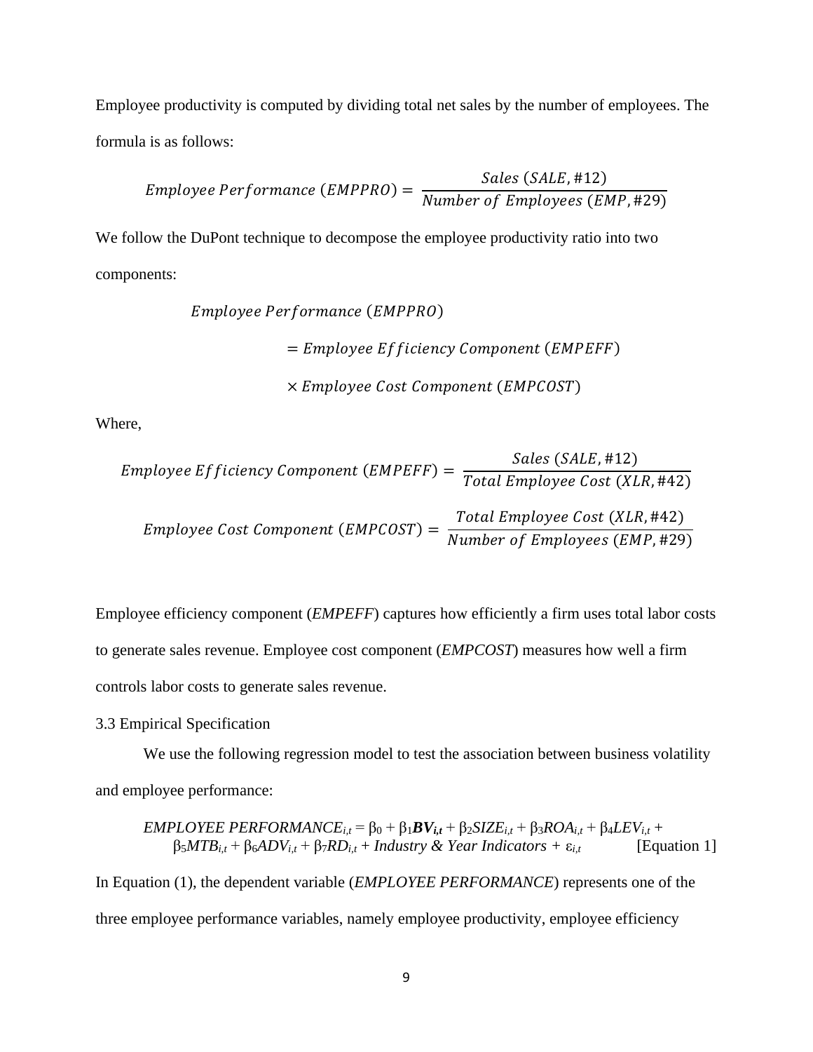Employee productivity is computed by dividing total net sales by the number of employees. The formula is as follows:

$$Employee\ Performance\ (EMPPRO) = \frac{Sales\ (SALE, \#12)}{Number\ of\ Employees\ (EMP, \#29)}$$

We follow the DuPont technique to decompose the employee productivity ratio into two components:

$$Employee\ Performance\ (EMPPRO)$$
$$= Employee\ Efficiency\ Component\ (EMPEFF)$$
$$\times\ Employee\ Cost\ Component\ (EMPCOST)$$

Where,

$$Employee\ Efficiency\ Component\ (EMPEFF) = \frac{Sales\ (SALE, \#12)}{Total\ Employee\ Cost\ (XLR, \#42)}$$

$$Employee\ Cost\ Component\ (EMPCOST) = \frac{Total\ Employee\ Cost\ (XLR, \#42)}{Number\ of\ Employees\ (EMP, \#29)}$$

Employee efficiency component (*EMPEFF*) captures how efficiently a firm uses total labor costs to generate sales revenue. Employee cost component (*EMPCOST*) measures how well a firm controls labor costs to generate sales revenue.

### 3.3 Empirical Specification

We use the following regression model to test the association between business volatility and employee performance:

$$EMPLOYEE\ PERFORMANCE_{i,t} = \beta_0 + \beta_1 \boldsymbol{BV_{i,t}} + \beta_2 SIZE_{i,t} + \beta_3 ROA_{i,t} + \beta_4 LEV_{i,t} + \beta_5 MTB_{i,t} + \beta_6 ADV_{i,t} + \beta_7 RD_{i,t} + Industry\ \&\ Year\ Indicators + \varepsilon_{i,t} \quad \text{[Equation 1]}$$

In Equation (1), the dependent variable (*EMPLOYEE PERFORMANCE*) represents one of the three employee performance variables, namely employee productivity, employee efficiency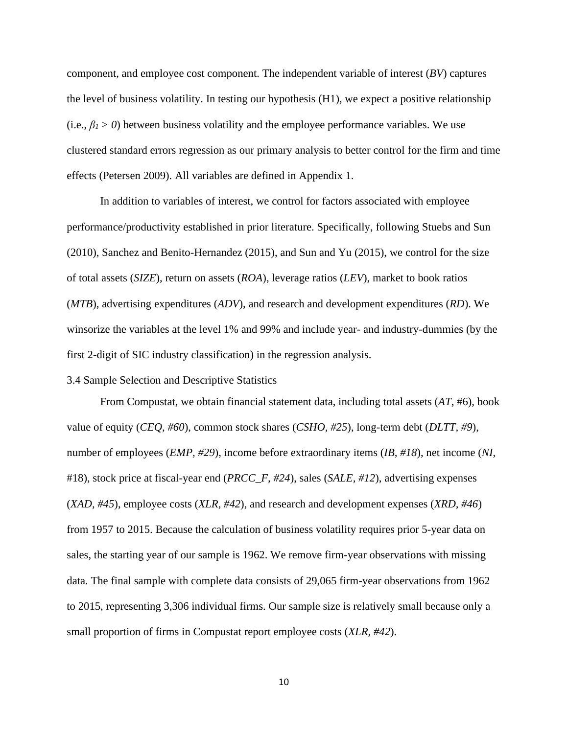component, and employee cost component. The independent variable of interest (*BV*) captures the level of business volatility. In testing our hypothesis (H1), we expect a positive relationship (i.e., $\beta_1 > 0$) between business volatility and the employee performance variables. We use clustered standard errors regression as our primary analysis to better control for the firm and time effects (Petersen 2009). All variables are defined in Appendix 1.

In addition to variables of interest, we control for factors associated with employee performance/productivity established in prior literature. Specifically, following Stuebs and Sun (2010), Sanchez and Benito-Hernandez (2015), and Sun and Yu (2015), we control for the size of total assets (*SIZE*), return on assets (*ROA*), leverage ratios (*LEV*), market to book ratios (*MTB*), advertising expenditures (*ADV*), and research and development expenditures (*RD*). We winsorize the variables at the level 1% and 99% and include year- and industry-dummies (by the first 2-digit of SIC industry classification) in the regression analysis.

### 3.4 Sample Selection and Descriptive Statistics

From Compustat, we obtain financial statement data, including total assets (*AT*, #6), book value of equity (*CEQ, #60*), common stock shares (*CSHO, #25*), long-term debt (*DLTT, #9*), number of employees (*EMP, #29*), income before extraordinary items (*IB, #18*), net income (*NI*, #18), stock price at fiscal-year end (*PRCC_F, #24*), sales (*SALE, #12*), advertising expenses (*XAD, #45*), employee costs (*XLR, #42*), and research and development expenses (*XRD, #46*) from 1957 to 2015. Because the calculation of business volatility requires prior 5-year data on sales, the starting year of our sample is 1962. We remove firm-year observations with missing data. The final sample with complete data consists of 29,065 firm-year observations from 1962 to 2015, representing 3,306 individual firms. Our sample size is relatively small because only a small proportion of firms in Compustat report employee costs (*XLR, #42*).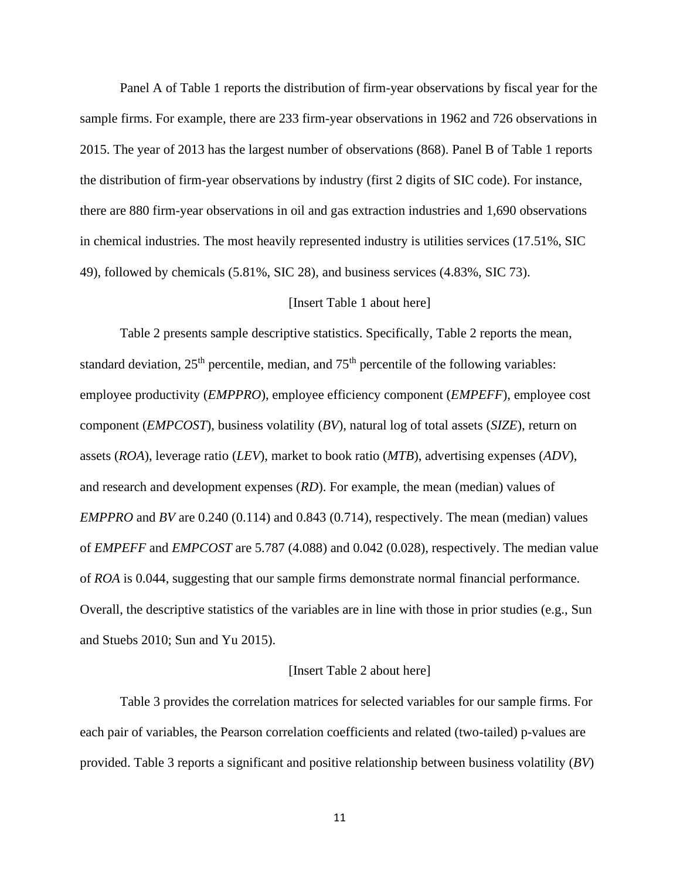Panel A of Table 1 reports the distribution of firm-year observations by fiscal year for the sample firms. For example, there are 233 firm-year observations in 1962 and 726 observations in 2015. The year of 2013 has the largest number of observations (868). Panel B of Table 1 reports the distribution of firm-year observations by industry (first 2 digits of SIC code). For instance, there are 880 firm-year observations in oil and gas extraction industries and 1,690 observations in chemical industries. The most heavily represented industry is utilities services (17.51%, SIC 49), followed by chemicals (5.81%, SIC 28), and business services (4.83%, SIC 73).

[Insert Table 1 about here]

Table 2 presents sample descriptive statistics. Specifically, Table 2 reports the mean, standard deviation, 25th percentile, median, and 75th percentile of the following variables: employee productivity (*EMPPRO*), employee efficiency component (*EMPEFF*), employee cost component (*EMPCOST*), business volatility (*BV*), natural log of total assets (*SIZE*), return on assets (*ROA*), leverage ratio (*LEV*), market to book ratio (*MTB*), advertising expenses (*ADV*), and research and development expenses (*RD*). For example, the mean (median) values of *EMPPRO* and *BV* are 0.240 (0.114) and 0.843 (0.714), respectively. The mean (median) values of *EMPEFF* and *EMPCOST* are 5.787 (4.088) and 0.042 (0.028), respectively. The median value of *ROA* is 0.044, suggesting that our sample firms demonstrate normal financial performance. Overall, the descriptive statistics of the variables are in line with those in prior studies (e.g., Sun and Stuebs 2010; Sun and Yu 2015).

[Insert Table 2 about here]

Table 3 provides the correlation matrices for selected variables for our sample firms. For each pair of variables, the Pearson correlation coefficients and related (two-tailed) p-values are provided. Table 3 reports a significant and positive relationship between business volatility (*BV*)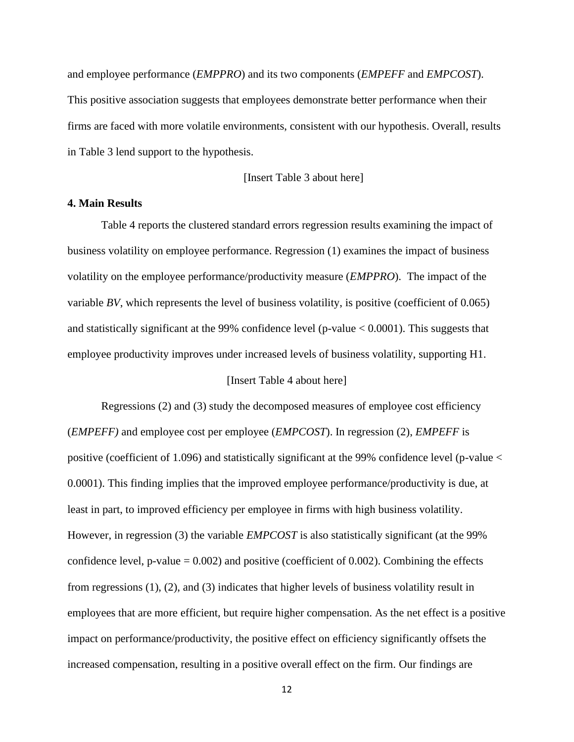and employee performance (*EMPPRO*) and its two components (*EMPEFF* and *EMPCOST*). This positive association suggests that employees demonstrate better performance when their firms are faced with more volatile environments, consistent with our hypothesis. Overall, results in Table 3 lend support to the hypothesis.

[Insert Table 3 about here]

**4. Main Results**

Table 4 reports the clustered standard errors regression results examining the impact of business volatility on employee performance. Regression (1) examines the impact of business volatility on the employee performance/productivity measure (*EMPPRO*). The impact of the variable *BV*, which represents the level of business volatility, is positive (coefficient of 0.065) and statistically significant at the 99% confidence level (p-value < 0.0001). This suggests that employee productivity improves under increased levels of business volatility, supporting H1.

[Insert Table 4 about here]

Regressions (2) and (3) study the decomposed measures of employee cost efficiency (*EMPEFF)* and employee cost per employee (*EMPCOST*). In regression (2), *EMPEFF* is positive (coefficient of 1.096) and statistically significant at the 99% confidence level (p-value < 0.0001). This finding implies that the improved employee performance/productivity is due, at least in part, to improved efficiency per employee in firms with high business volatility. However, in regression (3) the variable *EMPCOST* is also statistically significant (at the 99% confidence level, p-value = 0.002) and positive (coefficient of 0.002). Combining the effects from regressions (1), (2), and (3) indicates that higher levels of business volatility result in employees that are more efficient, but require higher compensation. As the net effect is a positive impact on performance/productivity, the positive effect on efficiency significantly offsets the increased compensation, resulting in a positive overall effect on the firm. Our findings are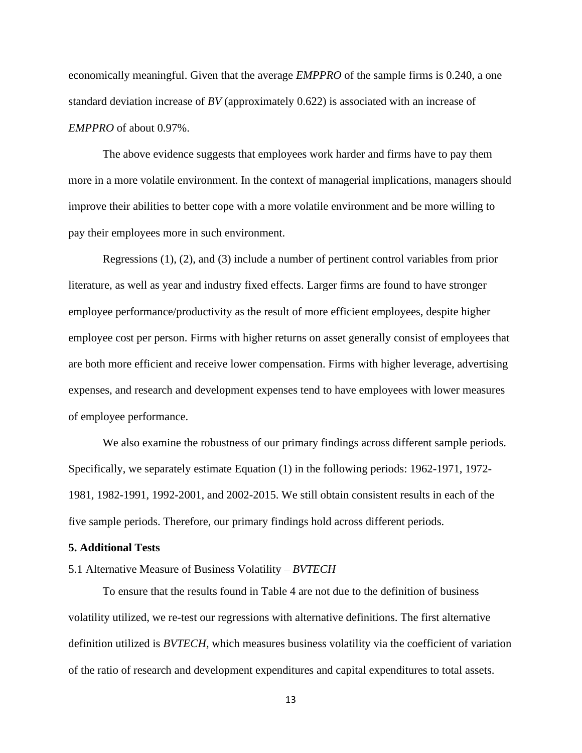economically meaningful. Given that the average *EMPPRO* of the sample firms is 0.240, a one standard deviation increase of *BV* (approximately 0.622) is associated with an increase of *EMPPRO* of about 0.97%.

The above evidence suggests that employees work harder and firms have to pay them more in a more volatile environment. In the context of managerial implications, managers should improve their abilities to better cope with a more volatile environment and be more willing to pay their employees more in such environment.

Regressions (1), (2), and (3) include a number of pertinent control variables from prior literature, as well as year and industry fixed effects. Larger firms are found to have stronger employee performance/productivity as the result of more efficient employees, despite higher employee cost per person. Firms with higher returns on asset generally consist of employees that are both more efficient and receive lower compensation. Firms with higher leverage, advertising expenses, and research and development expenses tend to have employees with lower measures of employee performance.

We also examine the robustness of our primary findings across different sample periods. Specifically, we separately estimate Equation (1) in the following periods: 1962-1971, 1972-1981, 1982-1991, 1992-2001, and 2002-2015. We still obtain consistent results in each of the five sample periods. Therefore, our primary findings hold across different periods.

## 5. Additional Tests

### 5.1 Alternative Measure of Business Volatility – *BVTECH*

To ensure that the results found in Table 4 are not due to the definition of business volatility utilized, we re-test our regressions with alternative definitions. The first alternative definition utilized is *BVTECH*, which measures business volatility via the coefficient of variation of the ratio of research and development expenditures and capital expenditures to total assets.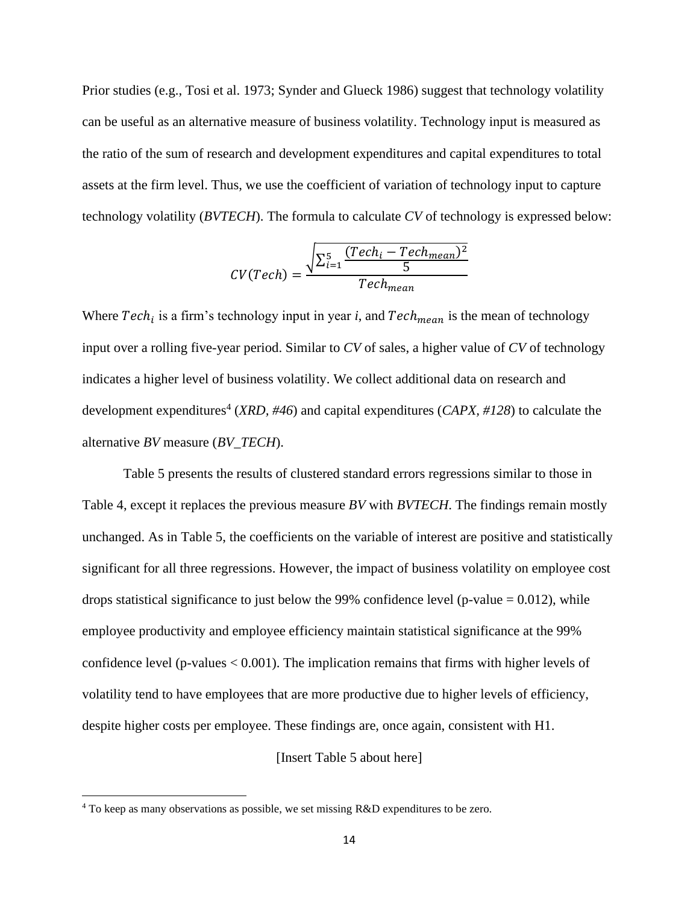Prior studies (e.g., Tosi et al. 1973; Synder and Glueck 1986) suggest that technology volatility can be useful as an alternative measure of business volatility. Technology input is measured as the ratio of the sum of research and development expenditures and capital expenditures to total assets at the firm level. Thus, we use the coefficient of variation of technology input to capture technology volatility (*BVTECH*). The formula to calculate *CV* of technology is expressed below:

$$CV(Tech) = \frac{\sqrt{\sum_{i=1}^{5} \frac{(Tech_i - Tech_{mean})^2}{5}}}{Tech_{mean}}$$

Where $Tech_i$ is a firm's technology input in year *i*, and $Tech_{mean}$ is the mean of technology input over a rolling five-year period. Similar to *CV* of sales, a higher value of *CV* of technology indicates a higher level of business volatility. We collect additional data on research and development expenditures[4] (*XRD, #46*) and capital expenditures (*CAPX, #128*) to calculate the alternative *BV* measure (*BV_TECH*).

Table 5 presents the results of clustered standard errors regressions similar to those in Table 4, except it replaces the previous measure *BV* with *BVTECH*. The findings remain mostly unchanged. As in Table 5, the coefficients on the variable of interest are positive and statistically significant for all three regressions. However, the impact of business volatility on employee cost drops statistical significance to just below the 99% confidence level (p-value = 0.012), while employee productivity and employee efficiency maintain statistical significance at the 99% confidence level (p-values < 0.001). The implication remains that firms with higher levels of volatility tend to have employees that are more productive due to higher levels of efficiency, despite higher costs per employee. These findings are, once again, consistent with H1.

[Insert Table 5 about here]

[4] To keep as many observations as possible, we set missing R&D expenditures to be zero.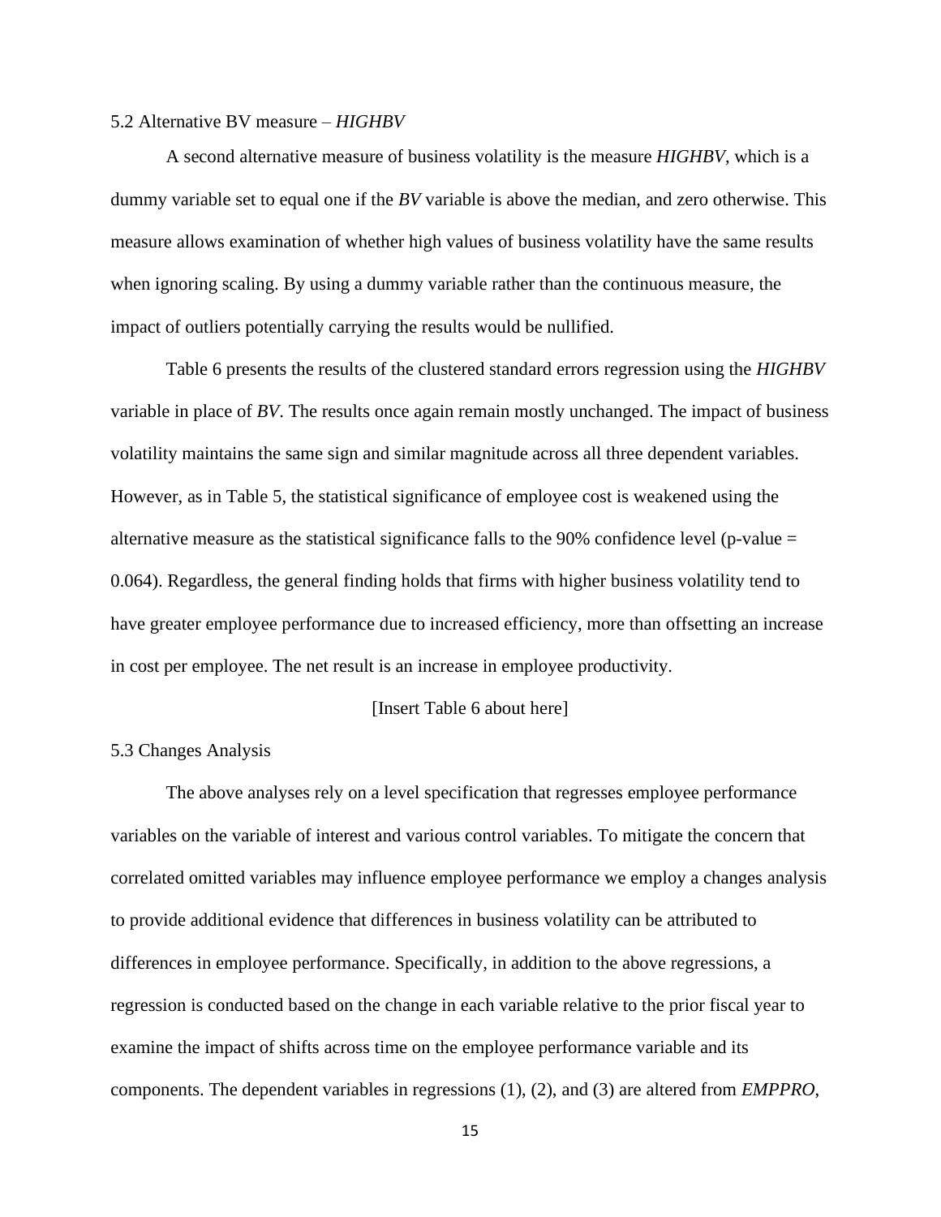### 5.2 Alternative BV measure – *HIGHBV*

A second alternative measure of business volatility is the measure *HIGHBV*, which is a dummy variable set to equal one if the *BV* variable is above the median, and zero otherwise. This measure allows examination of whether high values of business volatility have the same results when ignoring scaling. By using a dummy variable rather than the continuous measure, the impact of outliers potentially carrying the results would be nullified.

Table 6 presents the results of the clustered standard errors regression using the *HIGHBV* variable in place of *BV*. The results once again remain mostly unchanged. The impact of business volatility maintains the same sign and similar magnitude across all three dependent variables. However, as in Table 5, the statistical significance of employee cost is weakened using the alternative measure as the statistical significance falls to the 90% confidence level (p-value = 0.064). Regardless, the general finding holds that firms with higher business volatility tend to have greater employee performance due to increased efficiency, more than offsetting an increase in cost per employee. The net result is an increase in employee productivity.

[Insert Table 6 about here]

### 5.3 Changes Analysis

The above analyses rely on a level specification that regresses employee performance variables on the variable of interest and various control variables. To mitigate the concern that correlated omitted variables may influence employee performance we employ a changes analysis to provide additional evidence that differences in business volatility can be attributed to differences in employee performance. Specifically, in addition to the above regressions, a regression is conducted based on the change in each variable relative to the prior fiscal year to examine the impact of shifts across time on the employee performance variable and its components. The dependent variables in regressions (1), (2), and (3) are altered from *EMPPRO*,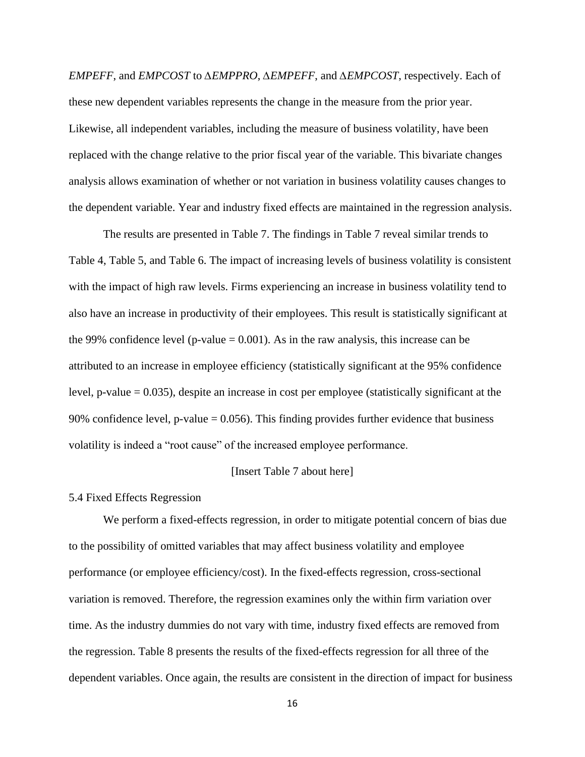*EMPEFF*, and *EMPCOST* to $\Delta$*EMPPRO*, $\Delta$*EMPEFF*, and $\Delta$*EMPCOST*, respectively. Each of these new dependent variables represents the change in the measure from the prior year. Likewise, all independent variables, including the measure of business volatility, have been replaced with the change relative to the prior fiscal year of the variable. This bivariate changes analysis allows examination of whether or not variation in business volatility causes changes to the dependent variable. Year and industry fixed effects are maintained in the regression analysis.

The results are presented in Table 7. The findings in Table 7 reveal similar trends to Table 4, Table 5, and Table 6. The impact of increasing levels of business volatility is consistent with the impact of high raw levels. Firms experiencing an increase in business volatility tend to also have an increase in productivity of their employees. This result is statistically significant at the 99% confidence level (p-value = 0.001). As in the raw analysis, this increase can be attributed to an increase in employee efficiency (statistically significant at the 95% confidence level, p-value = 0.035), despite an increase in cost per employee (statistically significant at the 90% confidence level, p-value = 0.056). This finding provides further evidence that business volatility is indeed a "root cause" of the increased employee performance.

[Insert Table 7 about here]

### 5.4 Fixed Effects Regression

We perform a fixed-effects regression, in order to mitigate potential concern of bias due to the possibility of omitted variables that may affect business volatility and employee performance (or employee efficiency/cost). In the fixed-effects regression, cross-sectional variation is removed. Therefore, the regression examines only the within firm variation over time. As the industry dummies do not vary with time, industry fixed effects are removed from the regression. Table 8 presents the results of the fixed-effects regression for all three of the dependent variables. Once again, the results are consistent in the direction of impact for business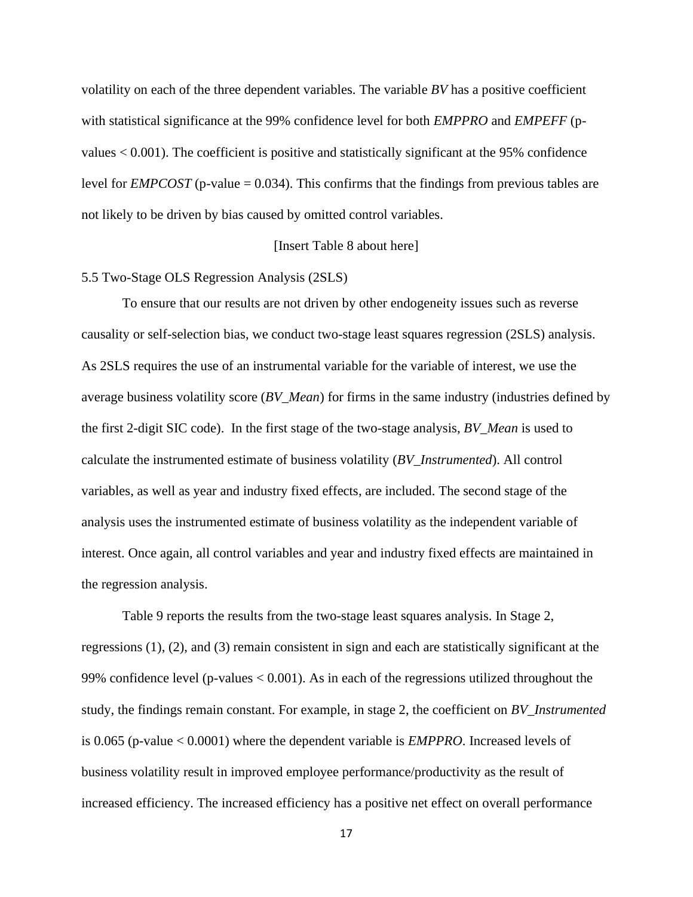volatility on each of the three dependent variables. The variable *BV* has a positive coefficient with statistical significance at the 99% confidence level for both *EMPPRO* and *EMPEFF* (p-values < 0.001). The coefficient is positive and statistically significant at the 95% confidence level for *EMPCOST* (p-value = 0.034). This confirms that the findings from previous tables are not likely to be driven by bias caused by omitted control variables.

[Insert Table 8 about here]

5.5 Two-Stage OLS Regression Analysis (2SLS)

To ensure that our results are not driven by other endogeneity issues such as reverse causality or self-selection bias, we conduct two-stage least squares regression (2SLS) analysis. As 2SLS requires the use of an instrumental variable for the variable of interest, we use the average business volatility score (*BV_Mean*) for firms in the same industry (industries defined by the first 2-digit SIC code). In the first stage of the two-stage analysis, *BV_Mean* is used to calculate the instrumented estimate of business volatility (*BV_Instrumented*). All control variables, as well as year and industry fixed effects, are included. The second stage of the analysis uses the instrumented estimate of business volatility as the independent variable of interest. Once again, all control variables and year and industry fixed effects are maintained in the regression analysis.

Table 9 reports the results from the two-stage least squares analysis. In Stage 2, regressions (1), (2), and (3) remain consistent in sign and each are statistically significant at the 99% confidence level (p-values < 0.001). As in each of the regressions utilized throughout the study, the findings remain constant. For example, in stage 2, the coefficient on *BV_Instrumented* is 0.065 (p-value < 0.0001) where the dependent variable is *EMPPRO*. Increased levels of business volatility result in improved employee performance/productivity as the result of increased efficiency. The increased efficiency has a positive net effect on overall performance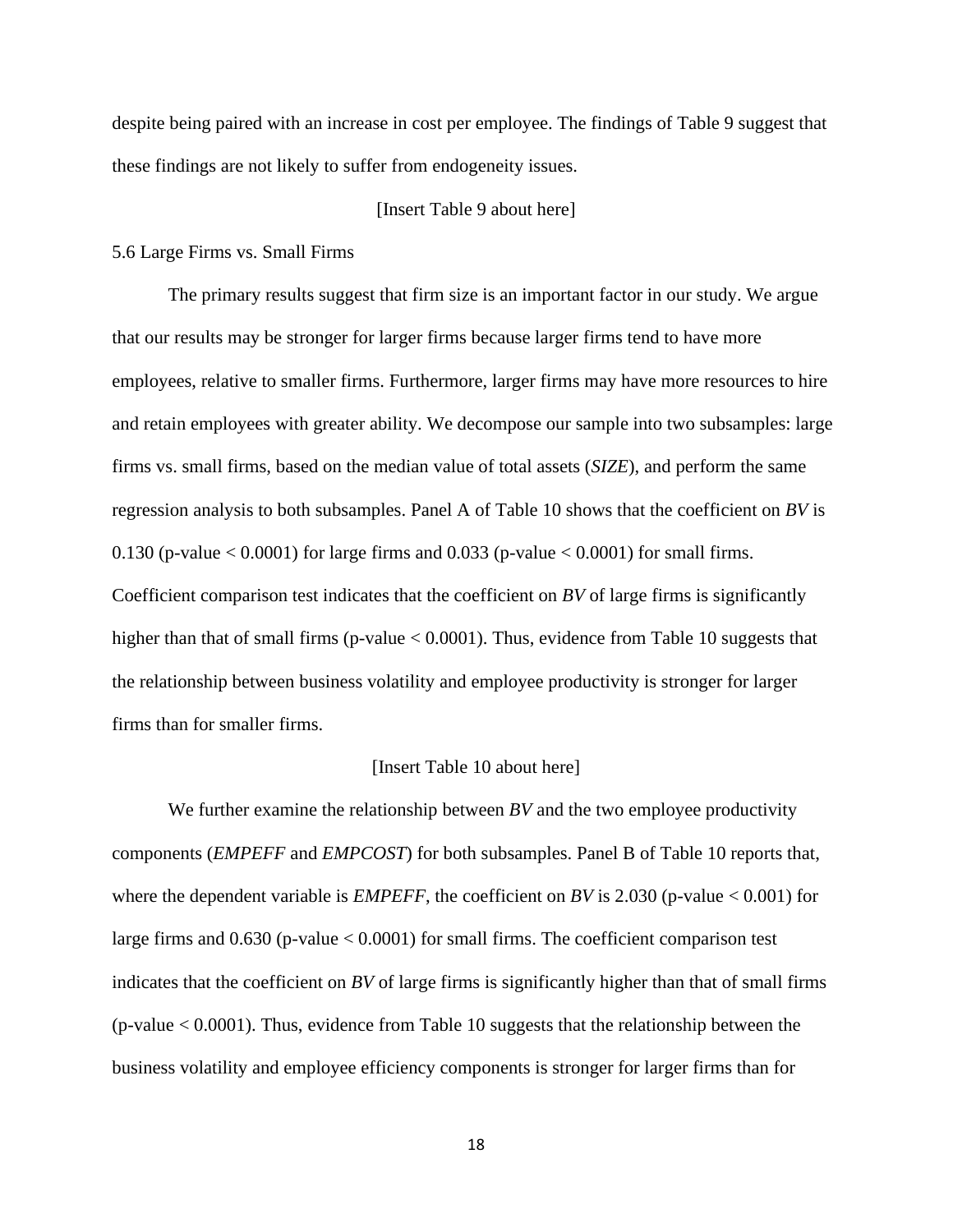despite being paired with an increase in cost per employee. The findings of Table 9 suggest that these findings are not likely to suffer from endogeneity issues.

[Insert Table 9 about here]

### 5.6 Large Firms vs. Small Firms

The primary results suggest that firm size is an important factor in our study. We argue that our results may be stronger for larger firms because larger firms tend to have more employees, relative to smaller firms. Furthermore, larger firms may have more resources to hire and retain employees with greater ability. We decompose our sample into two subsamples: large firms vs. small firms, based on the median value of total assets (*SIZE*), and perform the same regression analysis to both subsamples. Panel A of Table 10 shows that the coefficient on *BV* is 0.130 (p-value < 0.0001) for large firms and 0.033 (p-value < 0.0001) for small firms. Coefficient comparison test indicates that the coefficient on *BV* of large firms is significantly higher than that of small firms (p-value < 0.0001). Thus, evidence from Table 10 suggests that the relationship between business volatility and employee productivity is stronger for larger firms than for smaller firms.

[Insert Table 10 about here]

We further examine the relationship between *BV* and the two employee productivity components (*EMPEFF* and *EMPCOST*) for both subsamples. Panel B of Table 10 reports that, where the dependent variable is *EMPEFF*, the coefficient on *BV* is 2.030 (p-value < 0.001) for large firms and 0.630 (p-value < 0.0001) for small firms. The coefficient comparison test indicates that the coefficient on *BV* of large firms is significantly higher than that of small firms (p-value < 0.0001). Thus, evidence from Table 10 suggests that the relationship between the business volatility and employee efficiency components is stronger for larger firms than for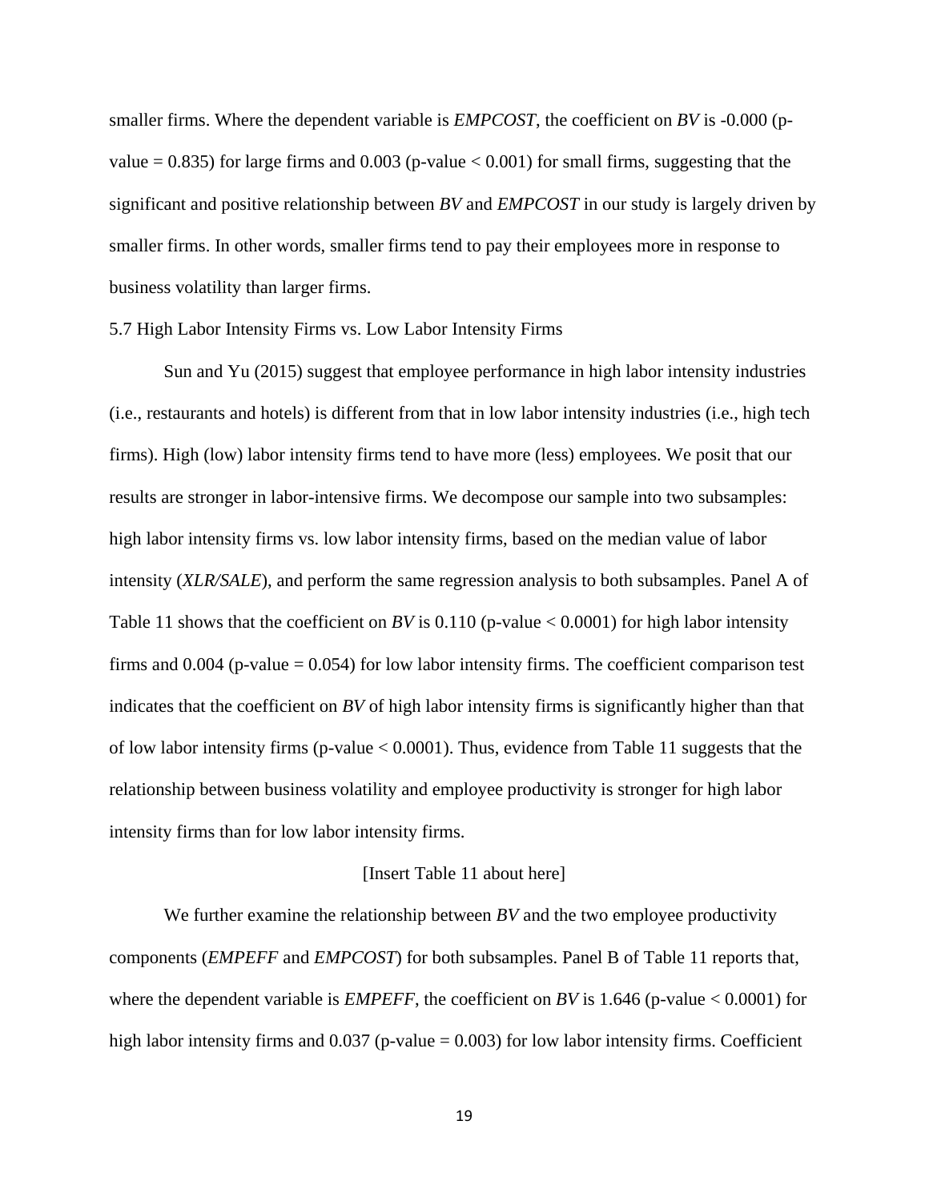smaller firms. Where the dependent variable is *EMPCOST*, the coefficient on *BV* is -0.000 (p-value = 0.835) for large firms and 0.003 (p-value < 0.001) for small firms, suggesting that the significant and positive relationship between *BV* and *EMPCOST* in our study is largely driven by smaller firms. In other words, smaller firms tend to pay their employees more in response to business volatility than larger firms.

### 5.7 High Labor Intensity Firms vs. Low Labor Intensity Firms

Sun and Yu (2015) suggest that employee performance in high labor intensity industries (i.e., restaurants and hotels) is different from that in low labor intensity industries (i.e., high tech firms). High (low) labor intensity firms tend to have more (less) employees. We posit that our results are stronger in labor-intensive firms. We decompose our sample into two subsamples: high labor intensity firms vs. low labor intensity firms, based on the median value of labor intensity (*XLR/SALE*), and perform the same regression analysis to both subsamples. Panel A of Table 11 shows that the coefficient on *BV* is 0.110 (p-value < 0.0001) for high labor intensity firms and 0.004 (p-value = 0.054) for low labor intensity firms. The coefficient comparison test indicates that the coefficient on *BV* of high labor intensity firms is significantly higher than that of low labor intensity firms (p-value < 0.0001). Thus, evidence from Table 11 suggests that the relationship between business volatility and employee productivity is stronger for high labor intensity firms than for low labor intensity firms.

[Insert Table 11 about here]

We further examine the relationship between *BV* and the two employee productivity components (*EMPEFF* and *EMPCOST*) for both subsamples. Panel B of Table 11 reports that, where the dependent variable is *EMPEFF*, the coefficient on *BV* is 1.646 (p-value < 0.0001) for high labor intensity firms and 0.037 (p-value = 0.003) for low labor intensity firms. Coefficient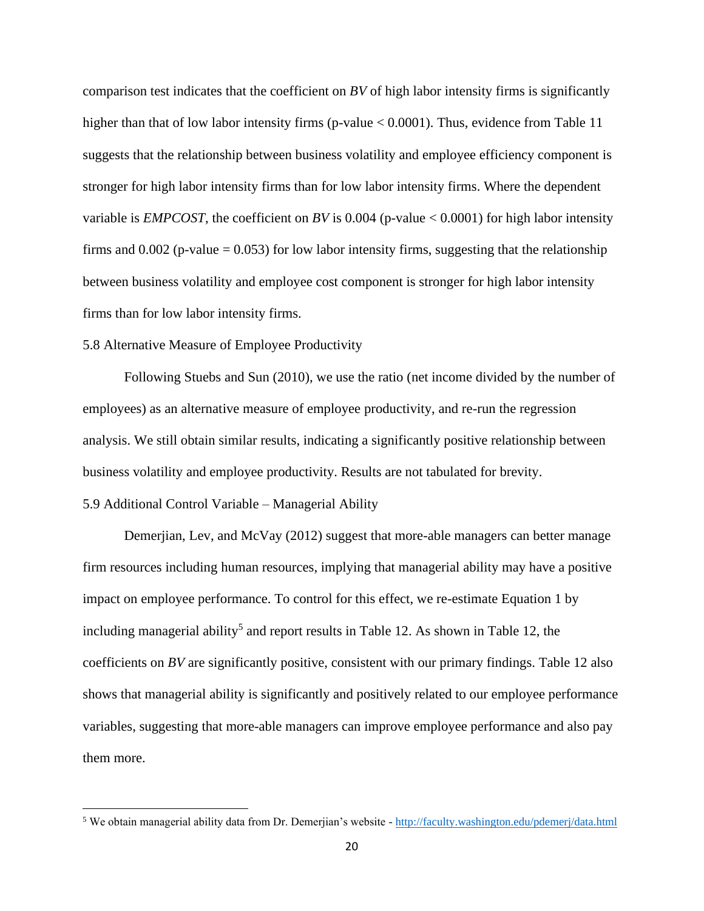comparison test indicates that the coefficient on *BV* of high labor intensity firms is significantly higher than that of low labor intensity firms (p-value < 0.0001). Thus, evidence from Table 11 suggests that the relationship between business volatility and employee efficiency component is stronger for high labor intensity firms than for low labor intensity firms. Where the dependent variable is *EMPCOST*, the coefficient on *BV* is 0.004 (p-value < 0.0001) for high labor intensity firms and 0.002 (p-value = 0.053) for low labor intensity firms, suggesting that the relationship between business volatility and employee cost component is stronger for high labor intensity firms than for low labor intensity firms.

### 5.8 Alternative Measure of Employee Productivity

Following Stuebs and Sun (2010), we use the ratio (net income divided by the number of employees) as an alternative measure of employee productivity, and re-run the regression analysis. We still obtain similar results, indicating a significantly positive relationship between business volatility and employee productivity. Results are not tabulated for brevity.

### 5.9 Additional Control Variable – Managerial Ability

Demerjian, Lev, and McVay (2012) suggest that more-able managers can better manage firm resources including human resources, implying that managerial ability may have a positive impact on employee performance. To control for this effect, we re-estimate Equation 1 by including managerial ability[5] and report results in Table 12. As shown in Table 12, the coefficients on *BV* are significantly positive, consistent with our primary findings. Table 12 also shows that managerial ability is significantly and positively related to our employee performance variables, suggesting that more-able managers can improve employee performance and also pay them more.

---

[5] We obtain managerial ability data from Dr. Demerjian's website - http://faculty.washington.edu/pdemerj/data.html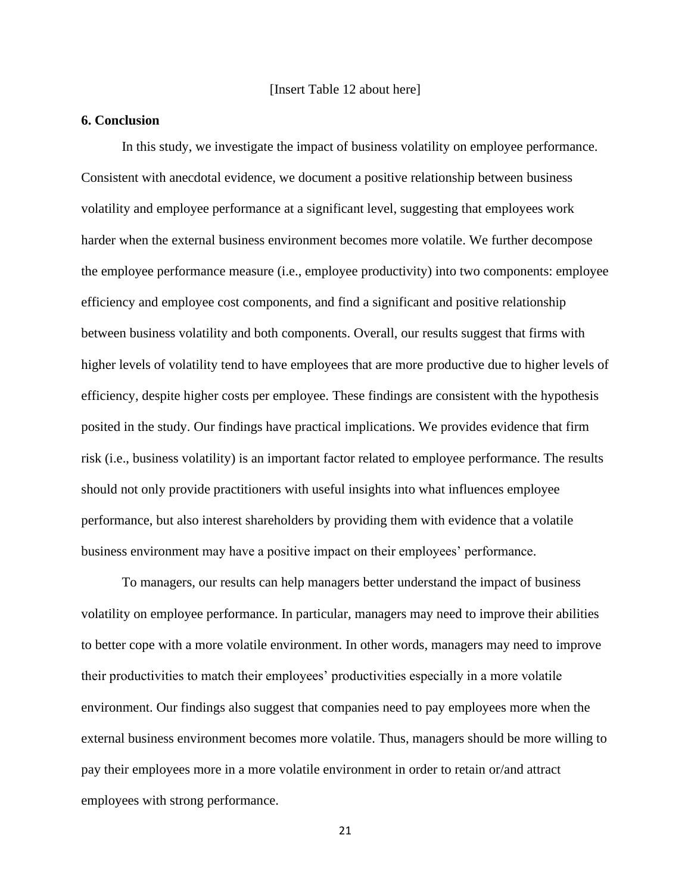[Insert Table 12 about here]

## 6. Conclusion

In this study, we investigate the impact of business volatility on employee performance. Consistent with anecdotal evidence, we document a positive relationship between business volatility and employee performance at a significant level, suggesting that employees work harder when the external business environment becomes more volatile. We further decompose the employee performance measure (i.e., employee productivity) into two components: employee efficiency and employee cost components, and find a significant and positive relationship between business volatility and both components. Overall, our results suggest that firms with higher levels of volatility tend to have employees that are more productive due to higher levels of efficiency, despite higher costs per employee. These findings are consistent with the hypothesis posited in the study. Our findings have practical implications. We provides evidence that firm risk (i.e., business volatility) is an important factor related to employee performance. The results should not only provide practitioners with useful insights into what influences employee performance, but also interest shareholders by providing them with evidence that a volatile business environment may have a positive impact on their employees' performance.

To managers, our results can help managers better understand the impact of business volatility on employee performance. In particular, managers may need to improve their abilities to better cope with a more volatile environment. In other words, managers may need to improve their productivities to match their employees' productivities especially in a more volatile environment. Our findings also suggest that companies need to pay employees more when the external business environment becomes more volatile. Thus, managers should be more willing to pay their employees more in a more volatile environment in order to retain or/and attract employees with strong performance.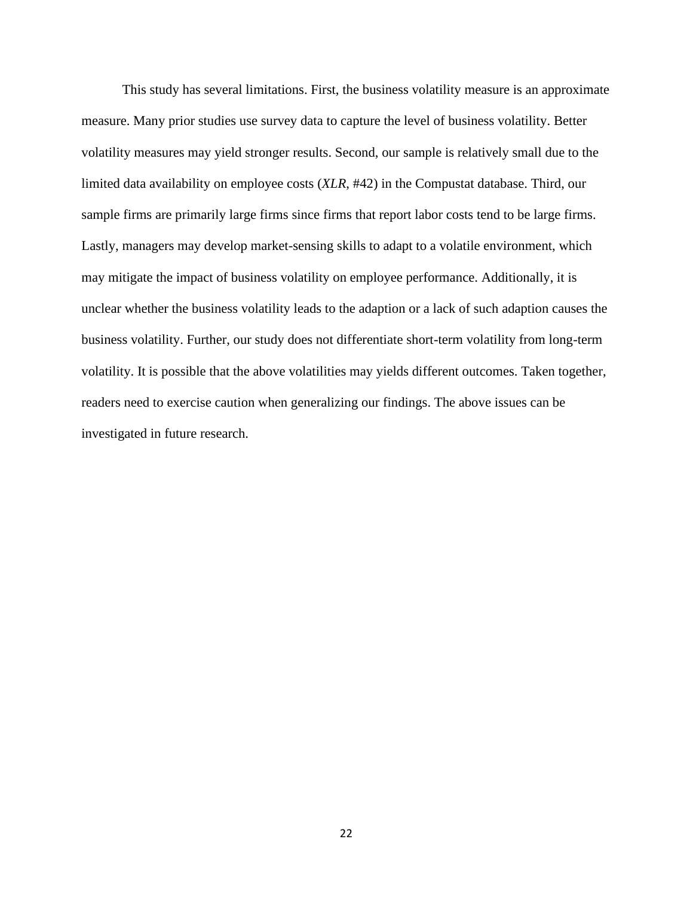This study has several limitations. First, the business volatility measure is an approximate measure. Many prior studies use survey data to capture the level of business volatility. Better volatility measures may yield stronger results. Second, our sample is relatively small due to the limited data availability on employee costs (*XLR*, #42) in the Compustat database. Third, our sample firms are primarily large firms since firms that report labor costs tend to be large firms. Lastly, managers may develop market-sensing skills to adapt to a volatile environment, which may mitigate the impact of business volatility on employee performance. Additionally, it is unclear whether the business volatility leads to the adaption or a lack of such adaption causes the business volatility. Further, our study does not differentiate short-term volatility from long-term volatility. It is possible that the above volatilities may yields different outcomes. Taken together, readers need to exercise caution when generalizing our findings. The above issues can be investigated in future research.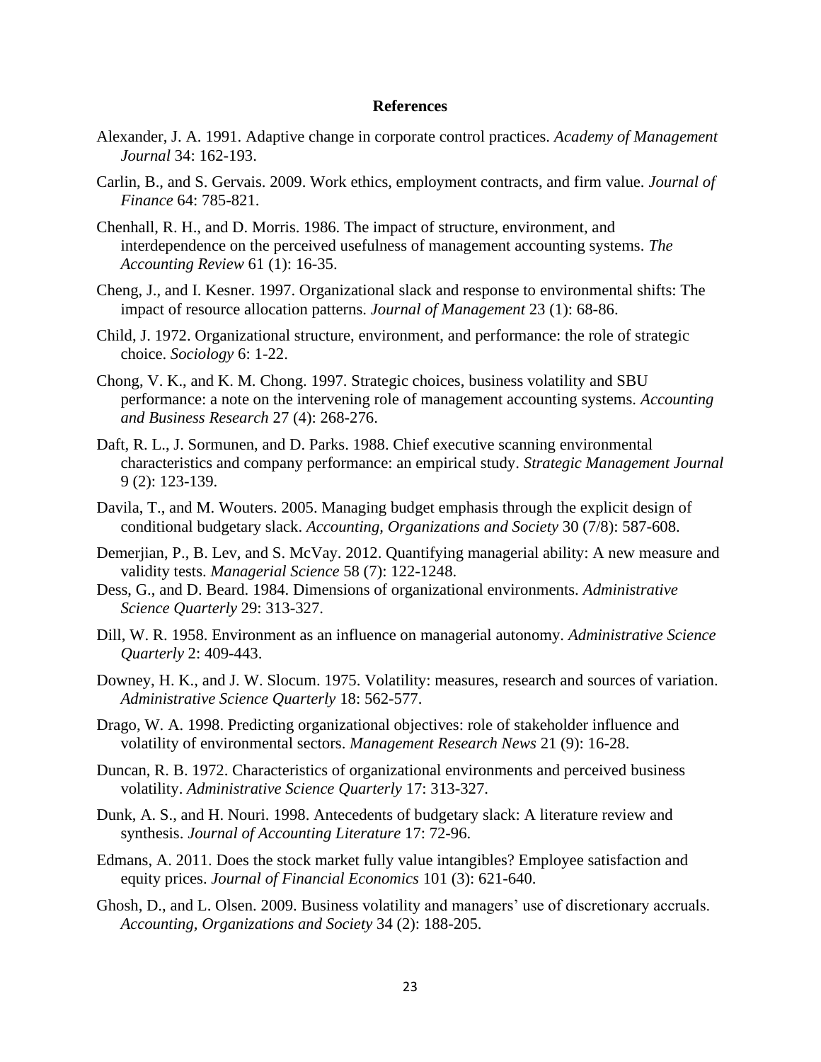## References

Alexander, J. A. 1991. Adaptive change in corporate control practices. *Academy of Management Journal* 34: 162-193.

Carlin, B., and S. Gervais. 2009. Work ethics, employment contracts, and firm value. *Journal of Finance* 64: 785-821.

Chenhall, R. H., and D. Morris. 1986. The impact of structure, environment, and interdependence on the perceived usefulness of management accounting systems. *The Accounting Review* 61 (1): 16-35.

Cheng, J., and I. Kesner. 1997. Organizational slack and response to environmental shifts: The impact of resource allocation patterns. *Journal of Management* 23 (1): 68-86.

Child, J. 1972. Organizational structure, environment, and performance: the role of strategic choice. *Sociology* 6: 1-22.

Chong, V. K., and K. M. Chong. 1997. Strategic choices, business volatility and SBU performance: a note on the intervening role of management accounting systems. *Accounting and Business Research* 27 (4): 268-276.

Daft, R. L., J. Sormunen, and D. Parks. 1988. Chief executive scanning environmental characteristics and company performance: an empirical study. *Strategic Management Journal* 9 (2): 123-139.

Davila, T., and M. Wouters. 2005. Managing budget emphasis through the explicit design of conditional budgetary slack. *Accounting, Organizations and Society* 30 (7/8): 587-608.

Demerjian, P., B. Lev, and S. McVay. 2012. Quantifying managerial ability: A new measure and validity tests. *Managerial Science* 58 (7): 122-1248.

Dess, G., and D. Beard. 1984. Dimensions of organizational environments. *Administrative Science Quarterly* 29: 313-327.

Dill, W. R. 1958. Environment as an influence on managerial autonomy. *Administrative Science Quarterly* 2: 409-443.

Downey, H. K., and J. W. Slocum. 1975. Volatility: measures, research and sources of variation. *Administrative Science Quarterly* 18: 562-577.

Drago, W. A. 1998. Predicting organizational objectives: role of stakeholder influence and volatility of environmental sectors. *Management Research News* 21 (9): 16-28.

Duncan, R. B. 1972. Characteristics of organizational environments and perceived business volatility. *Administrative Science Quarterly* 17: 313-327.

Dunk, A. S., and H. Nouri. 1998. Antecedents of budgetary slack: A literature review and synthesis. *Journal of Accounting Literature* 17: 72-96.

Edmans, A. 2011. Does the stock market fully value intangibles? Employee satisfaction and equity prices. *Journal of Financial Economics* 101 (3): 621-640.

Ghosh, D., and L. Olsen. 2009. Business volatility and managers' use of discretionary accruals. *Accounting, Organizations and Society* 34 (2): 188-205.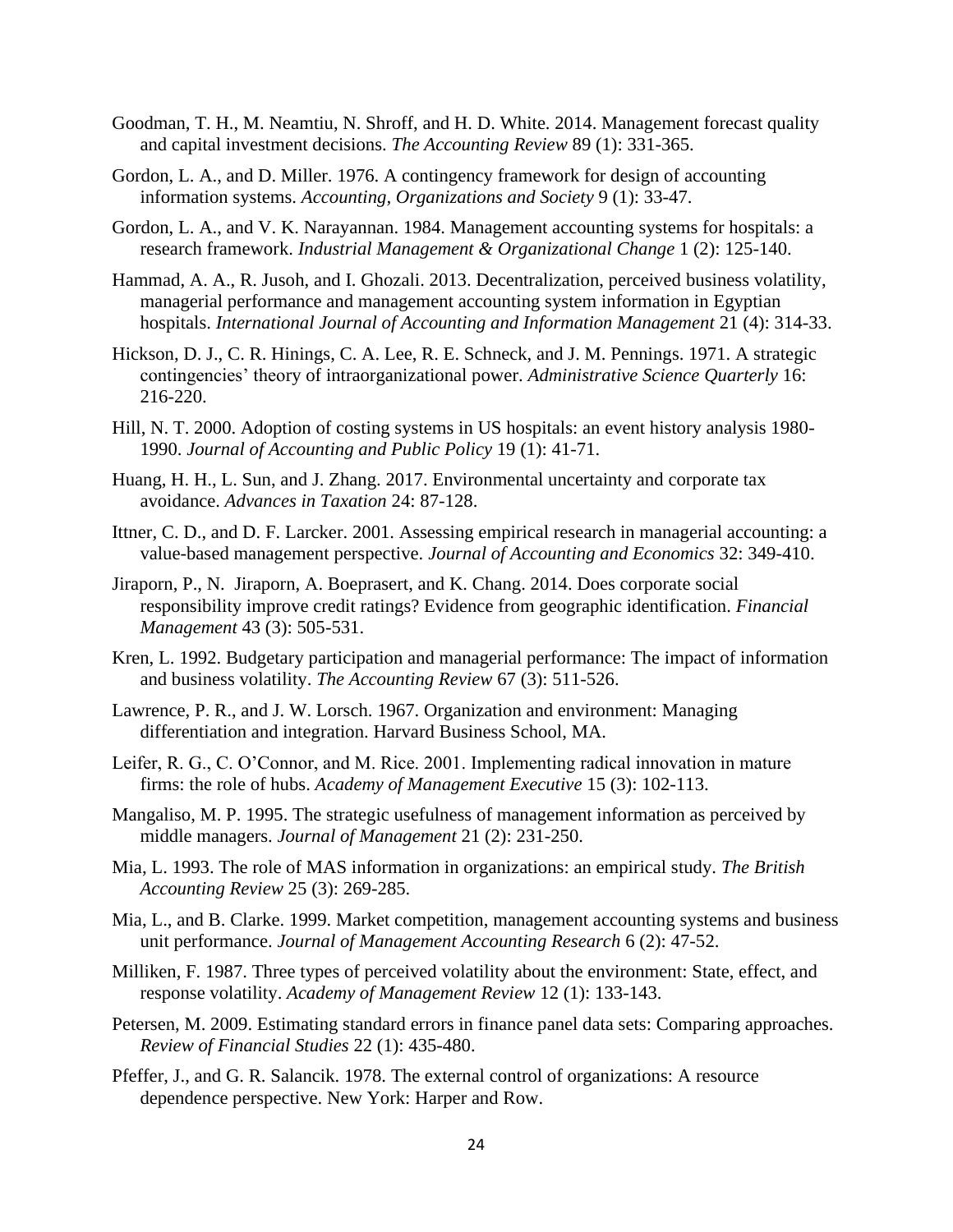Goodman, T. H., M. Neamtiu, N. Shroff, and H. D. White. 2014. Management forecast quality and capital investment decisions. *The Accounting Review* 89 (1): 331-365.

Gordon, L. A., and D. Miller. 1976. A contingency framework for design of accounting information systems. *Accounting, Organizations and Society* 9 (1): 33-47.

Gordon, L. A., and V. K. Narayannan. 1984. Management accounting systems for hospitals: a research framework. *Industrial Management & Organizational Change* 1 (2): 125-140.

Hammad, A. A., R. Jusoh, and I. Ghozali. 2013. Decentralization, perceived business volatility, managerial performance and management accounting system information in Egyptian hospitals. *International Journal of Accounting and Information Management* 21 (4): 314-33.

Hickson, D. J., C. R. Hinings, C. A. Lee, R. E. Schneck, and J. M. Pennings. 1971. A strategic contingencies' theory of intraorganizational power. *Administrative Science Quarterly* 16: 216-220.

Hill, N. T. 2000. Adoption of costing systems in US hospitals: an event history analysis 1980-1990. *Journal of Accounting and Public Policy* 19 (1): 41-71.

Huang, H. H., L. Sun, and J. Zhang. 2017. Environmental uncertainty and corporate tax avoidance. *Advances in Taxation* 24: 87-128.

Ittner, C. D., and D. F. Larcker. 2001. Assessing empirical research in managerial accounting: a value-based management perspective. *Journal of Accounting and Economics* 32: 349-410.

Jiraporn, P., N. Jiraporn, A. Boeprasert, and K. Chang. 2014. Does corporate social responsibility improve credit ratings? Evidence from geographic identification. *Financial Management* 43 (3): 505-531.

Kren, L. 1992. Budgetary participation and managerial performance: The impact of information and business volatility. *The Accounting Review* 67 (3): 511-526.

Lawrence, P. R., and J. W. Lorsch. 1967. Organization and environment: Managing differentiation and integration. Harvard Business School, MA.

Leifer, R. G., C. O'Connor, and M. Rice. 2001. Implementing radical innovation in mature firms: the role of hubs. *Academy of Management Executive* 15 (3): 102-113.

Mangaliso, M. P. 1995. The strategic usefulness of management information as perceived by middle managers. *Journal of Management* 21 (2): 231-250.

Mia, L. 1993. The role of MAS information in organizations: an empirical study. *The British Accounting Review* 25 (3): 269-285.

Mia, L., and B. Clarke. 1999. Market competition, management accounting systems and business unit performance. *Journal of Management Accounting Research* 6 (2): 47-52.

Milliken, F. 1987. Three types of perceived volatility about the environment: State, effect, and response volatility. *Academy of Management Review* 12 (1): 133-143.

Petersen, M. 2009. Estimating standard errors in finance panel data sets: Comparing approaches. *Review of Financial Studies* 22 (1): 435-480.

Pfeffer, J., and G. R. Salancik. 1978. The external control of organizations: A resource dependence perspective. New York: Harper and Row.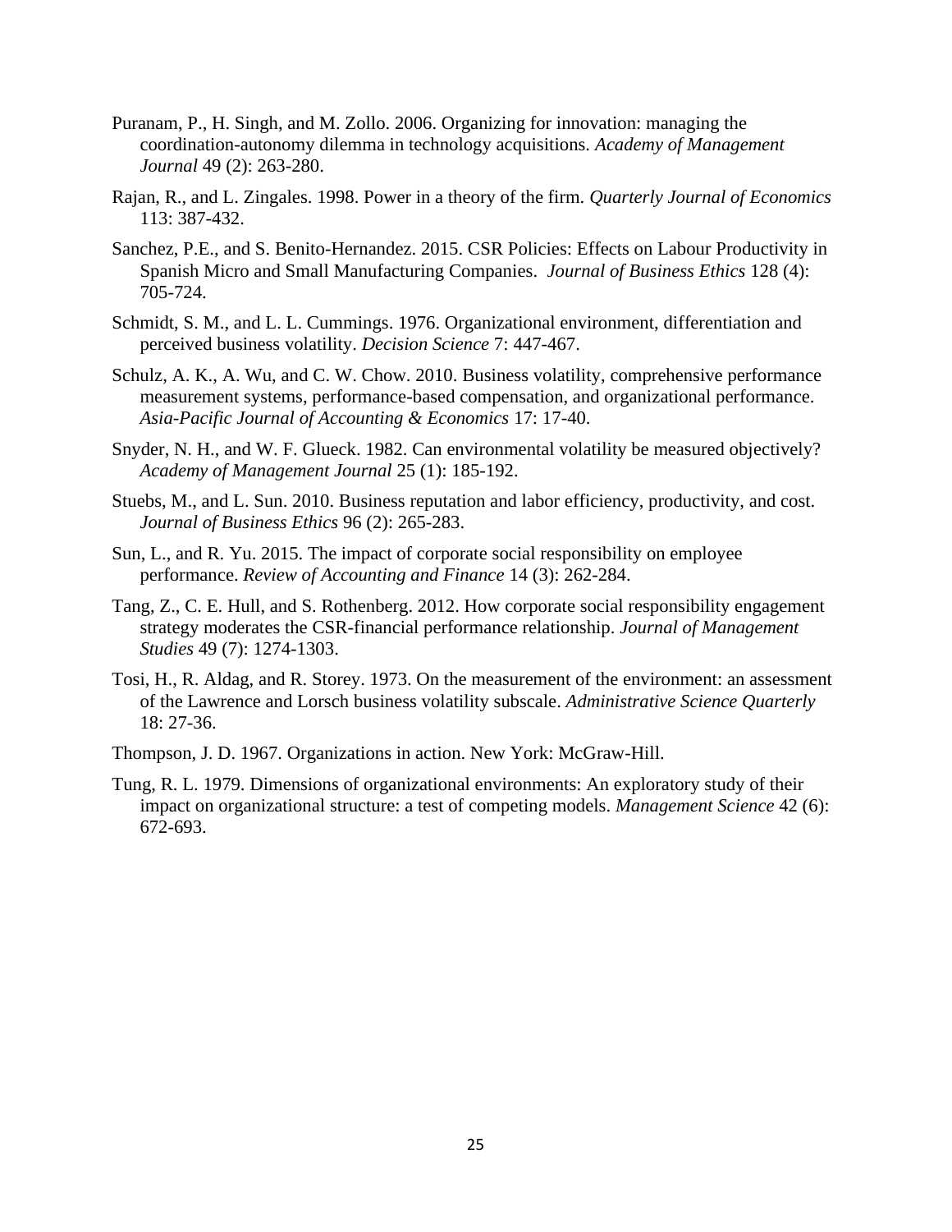Puranam, P., H. Singh, and M. Zollo. 2006. Organizing for innovation: managing the coordination-autonomy dilemma in technology acquisitions. *Academy of Management Journal* 49 (2): 263-280.

Rajan, R., and L. Zingales. 1998. Power in a theory of the firm. *Quarterly Journal of Economics* 113: 387-432.

Sanchez, P.E., and S. Benito-Hernandez. 2015. CSR Policies: Effects on Labour Productivity in Spanish Micro and Small Manufacturing Companies. *Journal of Business Ethics* 128 (4): 705-724.

Schmidt, S. M., and L. L. Cummings. 1976. Organizational environment, differentiation and perceived business volatility. *Decision Science* 7: 447-467.

Schulz, A. K., A. Wu, and C. W. Chow. 2010. Business volatility, comprehensive performance measurement systems, performance-based compensation, and organizational performance. *Asia-Pacific Journal of Accounting & Economics* 17: 17-40.

Snyder, N. H., and W. F. Glueck. 1982. Can environmental volatility be measured objectively? *Academy of Management Journal* 25 (1): 185-192.

Stuebs, M., and L. Sun. 2010. Business reputation and labor efficiency, productivity, and cost. *Journal of Business Ethics* 96 (2): 265-283.

Sun, L., and R. Yu. 2015. The impact of corporate social responsibility on employee performance. *Review of Accounting and Finance* 14 (3): 262-284.

Tang, Z., C. E. Hull, and S. Rothenberg. 2012. How corporate social responsibility engagement strategy moderates the CSR-financial performance relationship. *Journal of Management Studies* 49 (7): 1274-1303.

Tosi, H., R. Aldag, and R. Storey. 1973. On the measurement of the environment: an assessment of the Lawrence and Lorsch business volatility subscale. *Administrative Science Quarterly* 18: 27-36.

Thompson, J. D. 1967. Organizations in action. New York: McGraw-Hill.

Tung, R. L. 1979. Dimensions of organizational environments: An exploratory study of their impact on organizational structure: a test of competing models. *Management Science* 42 (6): 672-693.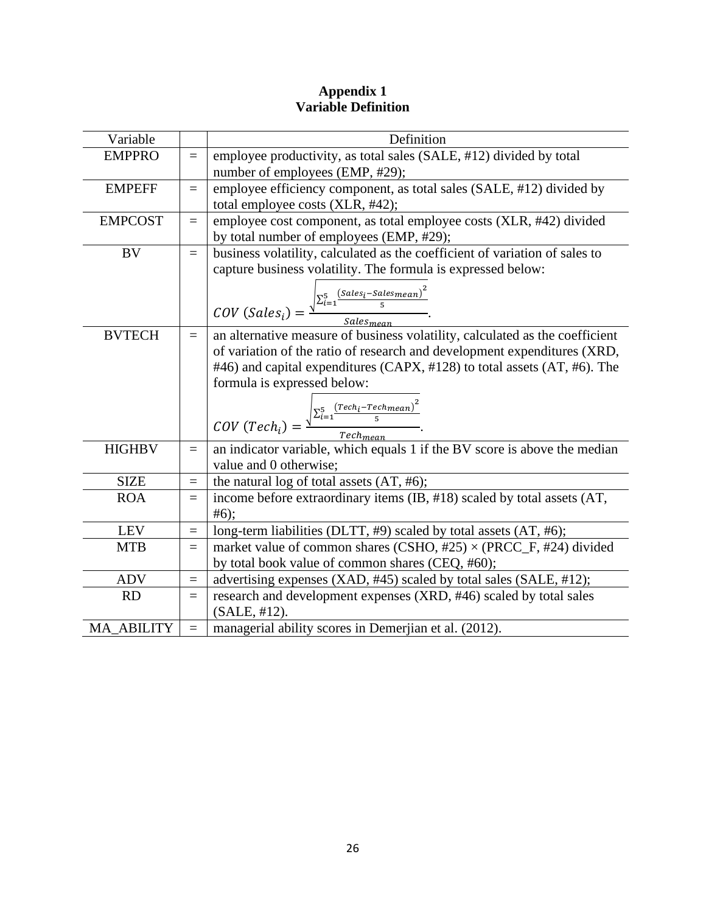# Appendix 1
## Variable Definition

| Variable | | Definition |
|---|---|---|
| EMPPRO | = | employee productivity, as total sales (SALE, #12) divided by total number of employees (EMP, #29); |
| EMPEFF | = | employee efficiency component, as total sales (SALE, #12) divided by total employee costs (XLR, #42); |
| EMPCOST | = | employee cost component, as total employee costs (XLR, #42) divided by total number of employees (EMP, #29); |
| BV | = | business volatility, calculated as the coefficient of variation of sales to capture business volatility. The formula is expressed below: $COV\ (Sales_i) = \frac{\sqrt{\sum_{i=1}^{5} \frac{(Sales_i - Sales_{mean})^2}{5}}}{Sales_{mean}}$. |
| BVTECH | = | an alternative measure of business volatility, calculated as the coefficient of variation of the ratio of research and development expenditures (XRD, #46) and capital expenditures (CAPX, #128) to total assets (AT, #6). The formula is expressed below: $COV\ (Tech_i) = \frac{\sqrt{\sum_{i=1}^{5} \frac{(Tech_i - Tech_{mean})^2}{5}}}{Tech_{mean}}$. |
| HIGHBV | = | an indicator variable, which equals 1 if the BV score is above the median value and 0 otherwise; |
| SIZE | = | the natural log of total assets (AT, #6); |
| ROA | = | income before extraordinary items (IB, #18) scaled by total assets (AT, #6); |
| LEV | = | long-term liabilities (DLTT, #9) scaled by total assets (AT, #6); |
| MTB | = | market value of common shares (CSHO, #25) × (PRCC_F, #24) divided by total book value of common shares (CEQ, #60); |
| ADV | = | advertising expenses (XAD, #45) scaled by total sales (SALE, #12); |
| RD | = | research and development expenses (XRD, #46) scaled by total sales (SALE, #12). |
| MA_ABILITY | = | managerial ability scores in Demerjian et al. (2012). |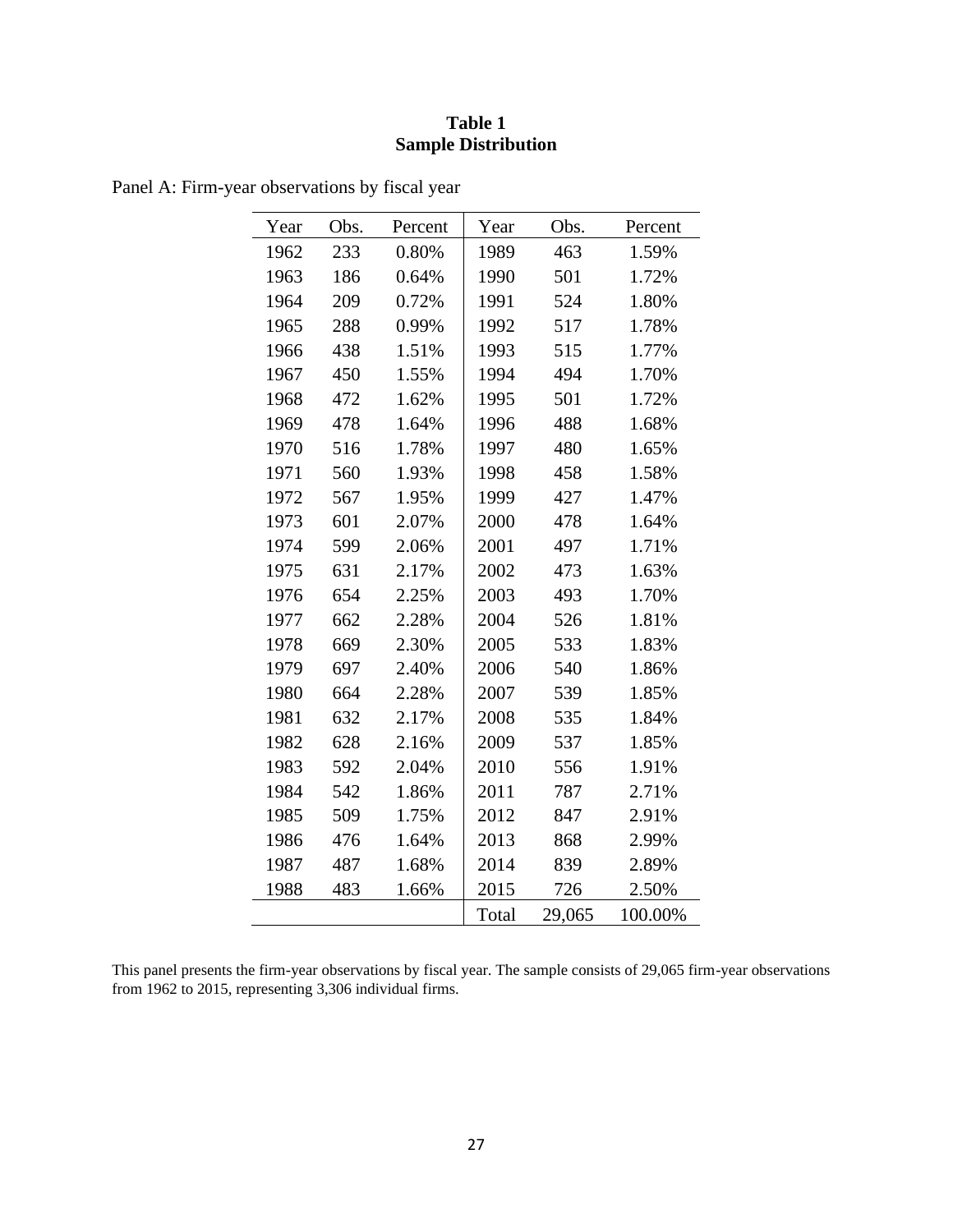**Table 1**
**Sample Distribution**

Panel A: Firm-year observations by fiscal year

| Year | Obs. | Percent | Year | Obs. | Percent |
|---|---|---|---|---|---|
| 1962 | 233 | 0.80% | 1989 | 463 | 1.59% |
| 1963 | 186 | 0.64% | 1990 | 501 | 1.72% |
| 1964 | 209 | 0.72% | 1991 | 524 | 1.80% |
| 1965 | 288 | 0.99% | 1992 | 517 | 1.78% |
| 1966 | 438 | 1.51% | 1993 | 515 | 1.77% |
| 1967 | 450 | 1.55% | 1994 | 494 | 1.70% |
| 1968 | 472 | 1.62% | 1995 | 501 | 1.72% |
| 1969 | 478 | 1.64% | 1996 | 488 | 1.68% |
| 1970 | 516 | 1.78% | 1997 | 480 | 1.65% |
| 1971 | 560 | 1.93% | 1998 | 458 | 1.58% |
| 1972 | 567 | 1.95% | 1999 | 427 | 1.47% |
| 1973 | 601 | 2.07% | 2000 | 478 | 1.64% |
| 1974 | 599 | 2.06% | 2001 | 497 | 1.71% |
| 1975 | 631 | 2.17% | 2002 | 473 | 1.63% |
| 1976 | 654 | 2.25% | 2003 | 493 | 1.70% |
| 1977 | 662 | 2.28% | 2004 | 526 | 1.81% |
| 1978 | 669 | 2.30% | 2005 | 533 | 1.83% |
| 1979 | 697 | 2.40% | 2006 | 540 | 1.86% |
| 1980 | 664 | 2.28% | 2007 | 539 | 1.85% |
| 1981 | 632 | 2.17% | 2008 | 535 | 1.84% |
| 1982 | 628 | 2.16% | 2009 | 537 | 1.85% |
| 1983 | 592 | 2.04% | 2010 | 556 | 1.91% |
| 1984 | 542 | 1.86% | 2011 | 787 | 2.71% |
| 1985 | 509 | 1.75% | 2012 | 847 | 2.91% |
| 1986 | 476 | 1.64% | 2013 | 868 | 2.99% |
| 1987 | 487 | 1.68% | 2014 | 839 | 2.89% |
| 1988 | 483 | 1.66% | 2015 | 726 | 2.50% |
| | | | Total | 29,065 | 100.00% |

This panel presents the firm-year observations by fiscal year. The sample consists of 29,065 firm-year observations from 1962 to 2015, representing 3,306 individual firms.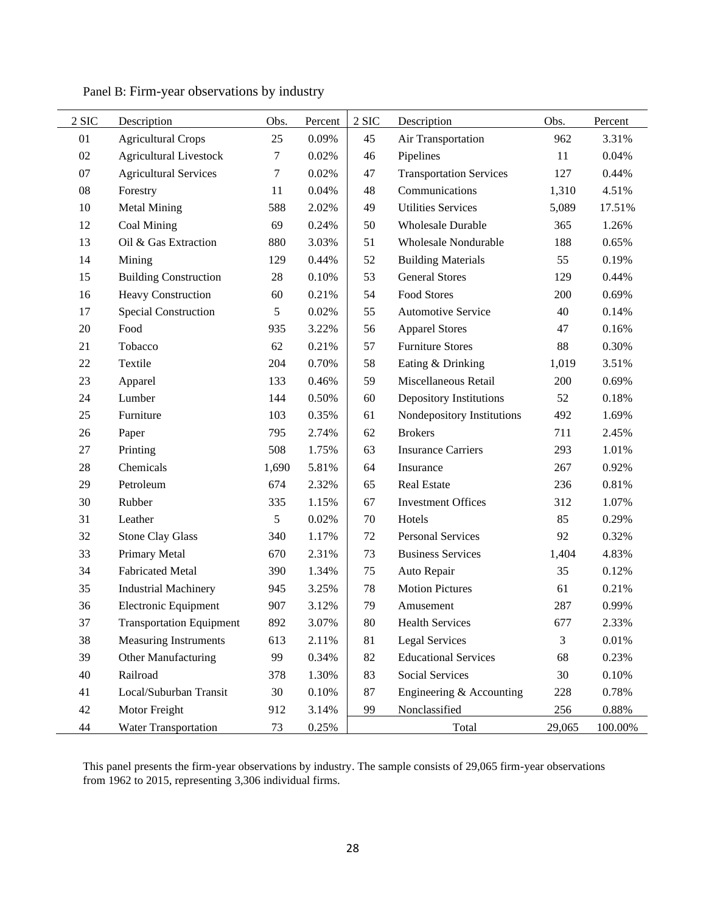Panel B: Firm-year observations by industry

| 2 SIC | Description | Obs. | Percent | 2 SIC | Description | Obs. | Percent |
|---|---|---|---|---|---|---|---|
| 01 | Agricultural Crops | 25 | 0.09% | 45 | Air Transportation | 962 | 3.31% |
| 02 | Agricultural Livestock | 7 | 0.02% | 46 | Pipelines | 11 | 0.04% |
| 07 | Agricultural Services | 7 | 0.02% | 47 | Transportation Services | 127 | 0.44% |
| 08 | Forestry | 11 | 0.04% | 48 | Communications | 1,310 | 4.51% |
| 10 | Metal Mining | 588 | 2.02% | 49 | Utilities Services | 5,089 | 17.51% |
| 12 | Coal Mining | 69 | 0.24% | 50 | Wholesale Durable | 365 | 1.26% |
| 13 | Oil & Gas Extraction | 880 | 3.03% | 51 | Wholesale Nondurable | 188 | 0.65% |
| 14 | Mining | 129 | 0.44% | 52 | Building Materials | 55 | 0.19% |
| 15 | Building Construction | 28 | 0.10% | 53 | General Stores | 129 | 0.44% |
| 16 | Heavy Construction | 60 | 0.21% | 54 | Food Stores | 200 | 0.69% |
| 17 | Special Construction | 5 | 0.02% | 55 | Automotive Service | 40 | 0.14% |
| 20 | Food | 935 | 3.22% | 56 | Apparel Stores | 47 | 0.16% |
| 21 | Tobacco | 62 | 0.21% | 57 | Furniture Stores | 88 | 0.30% |
| 22 | Textile | 204 | 0.70% | 58 | Eating & Drinking | 1,019 | 3.51% |
| 23 | Apparel | 133 | 0.46% | 59 | Miscellaneous Retail | 200 | 0.69% |
| 24 | Lumber | 144 | 0.50% | 60 | Depository Institutions | 52 | 0.18% |
| 25 | Furniture | 103 | 0.35% | 61 | Nondepository Institutions | 492 | 1.69% |
| 26 | Paper | 795 | 2.74% | 62 | Brokers | 711 | 2.45% |
| 27 | Printing | 508 | 1.75% | 63 | Insurance Carriers | 293 | 1.01% |
| 28 | Chemicals | 1,690 | 5.81% | 64 | Insurance | 267 | 0.92% |
| 29 | Petroleum | 674 | 2.32% | 65 | Real Estate | 236 | 0.81% |
| 30 | Rubber | 335 | 1.15% | 67 | Investment Offices | 312 | 1.07% |
| 31 | Leather | 5 | 0.02% | 70 | Hotels | 85 | 0.29% |
| 32 | Stone Clay Glass | 340 | 1.17% | 72 | Personal Services | 92 | 0.32% |
| 33 | Primary Metal | 670 | 2.31% | 73 | Business Services | 1,404 | 4.83% |
| 34 | Fabricated Metal | 390 | 1.34% | 75 | Auto Repair | 35 | 0.12% |
| 35 | Industrial Machinery | 945 | 3.25% | 78 | Motion Pictures | 61 | 0.21% |
| 36 | Electronic Equipment | 907 | 3.12% | 79 | Amusement | 287 | 0.99% |
| 37 | Transportation Equipment | 892 | 3.07% | 80 | Health Services | 677 | 2.33% |
| 38 | Measuring Instruments | 613 | 2.11% | 81 | Legal Services | 3 | 0.01% |
| 39 | Other Manufacturing | 99 | 0.34% | 82 | Educational Services | 68 | 0.23% |
| 40 | Railroad | 378 | 1.30% | 83 | Social Services | 30 | 0.10% |
| 41 | Local/Suburban Transit | 30 | 0.10% | 87 | Engineering & Accounting | 228 | 0.78% |
| 42 | Motor Freight | 912 | 3.14% | 99 | Nonclassified | 256 | 0.88% |
| 44 | Water Transportation | 73 | 0.25% | | Total | 29,065 | 100.00% |

This panel presents the firm-year observations by industry. The sample consists of 29,065 firm-year observations from 1962 to 2015, representing 3,306 individual firms.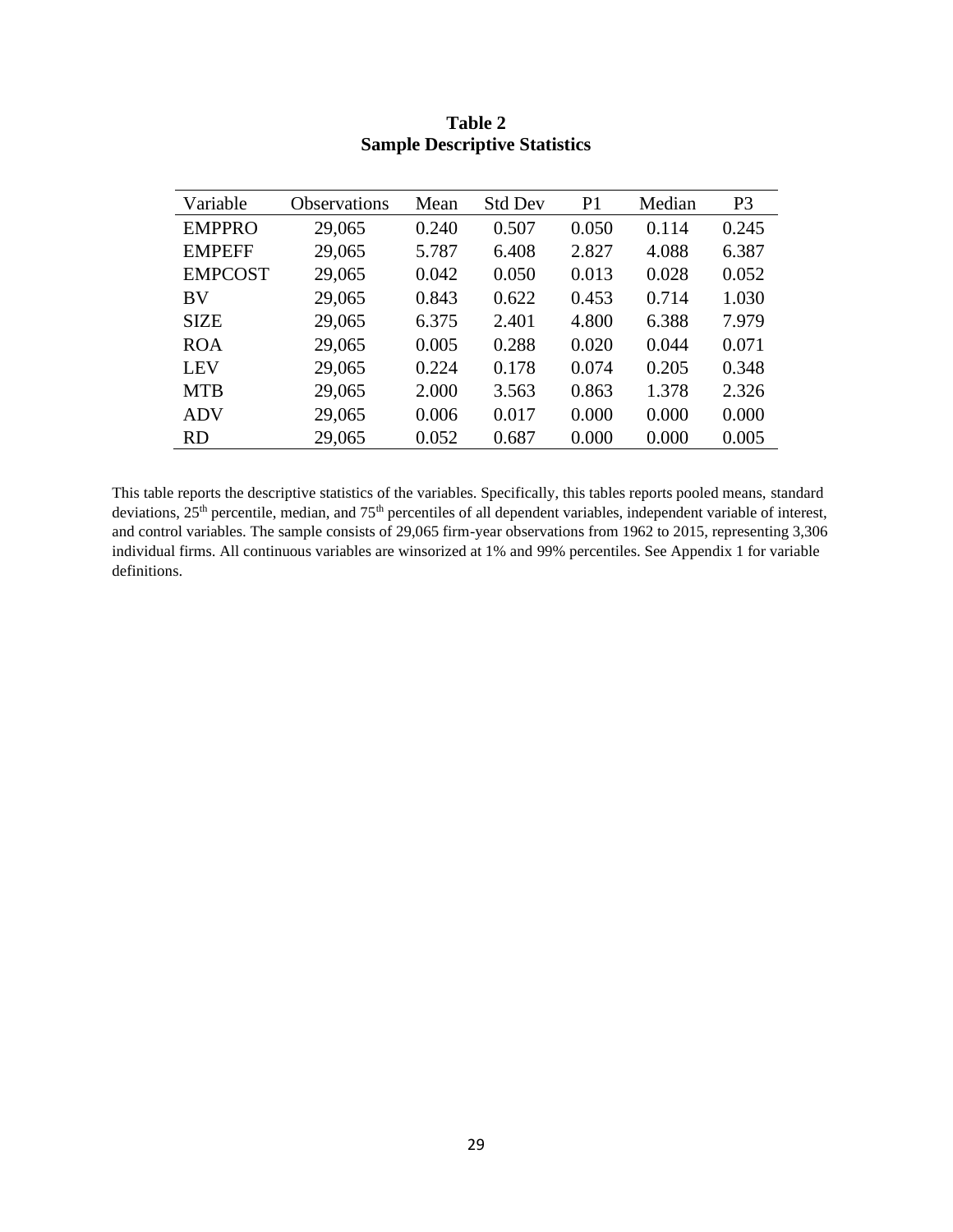**Table 2**
**Sample Descriptive Statistics**

| Variable | Observations | Mean | Std Dev | P1 | Median | P3 |
|---|---|---|---|---|---|---|
| EMPPRO | 29,065 | 0.240 | 0.507 | 0.050 | 0.114 | 0.245 |
| EMPEFF | 29,065 | 5.787 | 6.408 | 2.827 | 4.088 | 6.387 |
| EMPCOST | 29,065 | 0.042 | 0.050 | 0.013 | 0.028 | 0.052 |
| BV | 29,065 | 0.843 | 0.622 | 0.453 | 0.714 | 1.030 |
| SIZE | 29,065 | 6.375 | 2.401 | 4.800 | 6.388 | 7.979 |
| ROA | 29,065 | 0.005 | 0.288 | 0.020 | 0.044 | 0.071 |
| LEV | 29,065 | 0.224 | 0.178 | 0.074 | 0.205 | 0.348 |
| MTB | 29,065 | 2.000 | 3.563 | 0.863 | 1.378 | 2.326 |
| ADV | 29,065 | 0.006 | 0.017 | 0.000 | 0.000 | 0.000 |
| RD | 29,065 | 0.052 | 0.687 | 0.000 | 0.000 | 0.005 |

This table reports the descriptive statistics of the variables. Specifically, this tables reports pooled means, standard deviations, 25th percentile, median, and 75th percentiles of all dependent variables, independent variable of interest, and control variables. The sample consists of 29,065 firm-year observations from 1962 to 2015, representing 3,306 individual firms. All continuous variables are winsorized at 1% and 99% percentiles. See Appendix 1 for variable definitions.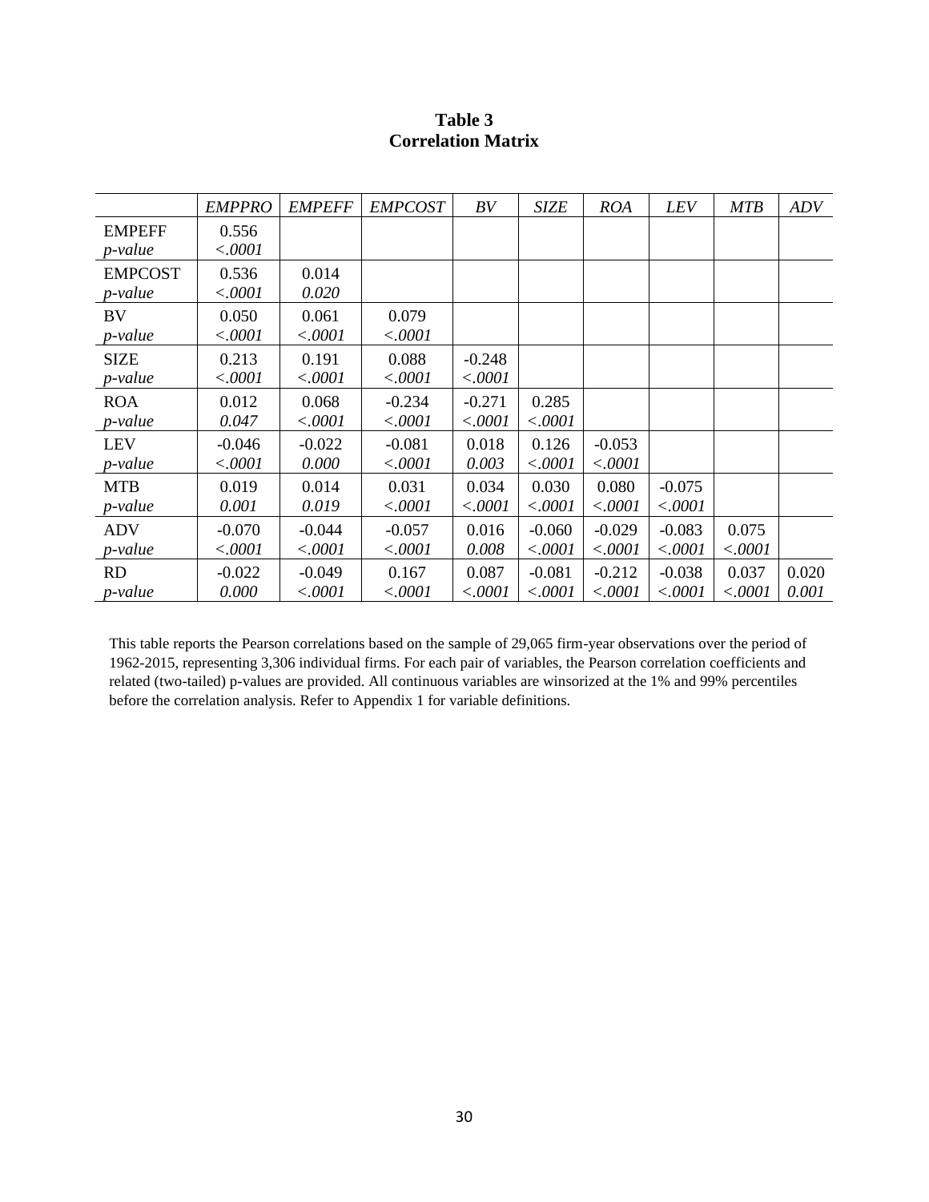**Table 3**
**Correlation Matrix**

| | *EMPPRO* | *EMPEFF* | *EMPCOST* | *BV* | *SIZE* | *ROA* | *LEV* | *MTB* | *ADV* |
|---|---|---|---|---|---|---|---|---|---|
| EMPEFF<br>*p-value* | 0.556<br>*<.0001* | | | | | | | | |
| EMPCOST<br>*p-value* | 0.536<br>*<.0001* | 0.014<br>*0.020* | | | | | | | |
| BV<br>*p-value* | 0.050<br>*<.0001* | 0.061<br>*<.0001* | 0.079<br>*<.0001* | | | | | | |
| SIZE<br>*p-value* | 0.213<br>*<.0001* | 0.191<br>*<.0001* | 0.088<br>*<.0001* | -0.248<br>*<.0001* | | | | | |
| ROA<br>*p-value* | 0.012<br>*0.047* | 0.068<br>*<.0001* | -0.234<br>*<.0001* | -0.271<br>*<.0001* | 0.285<br>*<.0001* | | | | |
| LEV<br>*p-value* | -0.046<br>*<.0001* | -0.022<br>*0.000* | -0.081<br>*<.0001* | 0.018<br>*0.003* | 0.126<br>*<.0001* | -0.053<br>*<.0001* | | | |
| MTB<br>*p-value* | 0.019<br>*0.001* | 0.014<br>*0.019* | 0.031<br>*<.0001* | 0.034<br>*<.0001* | 0.030<br>*<.0001* | 0.080<br>*<.0001* | -0.075<br>*<.0001* | | |
| ADV<br>*p-value* | -0.070<br>*<.0001* | -0.044<br>*<.0001* | -0.057<br>*<.0001* | 0.016<br>*0.008* | -0.060<br>*<.0001* | -0.029<br>*<.0001* | -0.083<br>*<.0001* | 0.075<br>*<.0001* | |
| RD<br>*p-value* | -0.022<br>*0.000* | -0.049<br>*<.0001* | 0.167<br>*<.0001* | 0.087<br>*<.0001* | -0.081<br>*<.0001* | -0.212<br>*<.0001* | -0.038<br>*<.0001* | 0.037<br>*<.0001* | 0.020<br>*0.001* |

This table reports the Pearson correlations based on the sample of 29,065 firm-year observations over the period of 1962-2015, representing 3,306 individual firms. For each pair of variables, the Pearson correlation coefficients and related (two-tailed) p-values are provided. All continuous variables are winsorized at the 1% and 99% percentiles before the correlation analysis. Refer to Appendix 1 for variable definitions.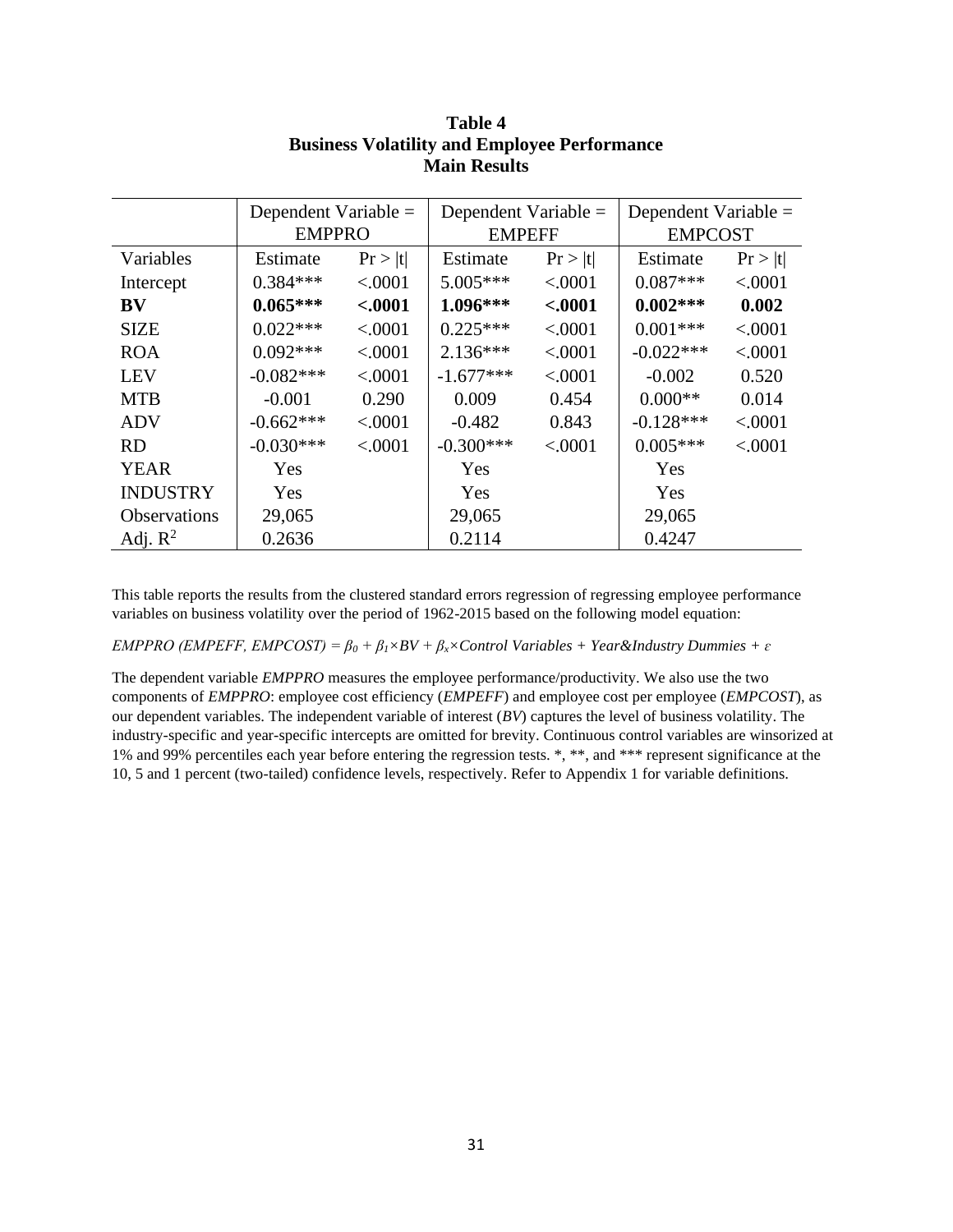**Table 4**
**Business Volatility and Employee Performance**
**Main Results**

| | Dependent Variable = EMPPRO | | Dependent Variable = EMPEFF | | Dependent Variable = EMPCOST | |
|---|---|---|---|---|---|---|
| Variables | Estimate | Pr > \|t\| | Estimate | Pr > \|t\| | Estimate | Pr > \|t\| |
| Intercept | 0.384*** | <.0001 | 5.005*** | <.0001 | 0.087*** | <.0001 |
| **BV** | **0.065*** ** | **<.0001** | **1.096*** ** | **<.0001** | **0.002*** ** | **0.002** |
| SIZE | 0.022*** | <.0001 | 0.225*** | <.0001 | 0.001*** | <.0001 |
| ROA | 0.092*** | <.0001 | 2.136*** | <.0001 | -0.022*** | <.0001 |
| LEV | -0.082*** | <.0001 | -1.677*** | <.0001 | -0.002 | 0.520 |
| MTB | -0.001 | 0.290 | 0.009 | 0.454 | 0.000** | 0.014 |
| ADV | -0.662*** | <.0001 | -0.482 | 0.843 | -0.128*** | <.0001 |
| RD | -0.030*** | <.0001 | -0.300*** | <.0001 | 0.005*** | <.0001 |
| YEAR | Yes | | Yes | | Yes | |
| INDUSTRY | Yes | | Yes | | Yes | |
| Observations | 29,065 | | 29,065 | | 29,065 | |
| Adj. $R^2$ | 0.2636 | | 0.2114 | | 0.4247 | |

This table reports the results from the clustered standard errors regression of regressing employee performance variables on business volatility over the period of 1962-2015 based on the following model equation:

*EMPPRO (EMPEFF, EMPCOST)* $= \beta_0 + \beta_1 \times BV + \beta_x \times \text{Control Variables} + \text{Year\&Industry Dummies} + \varepsilon$

The dependent variable *EMPPRO* measures the employee performance/productivity. We also use the two components of *EMPPRO*: employee cost efficiency (*EMPEFF*) and employee cost per employee (*EMPCOST*), as our dependent variables. The independent variable of interest (*BV*) captures the level of business volatility. The industry-specific and year-specific intercepts are omitted for brevity. Continuous control variables are winsorized at 1% and 99% percentiles each year before entering the regression tests. *, **, and *** represent significance at the 10, 5 and 1 percent (two-tailed) confidence levels, respectively. Refer to Appendix 1 for variable definitions.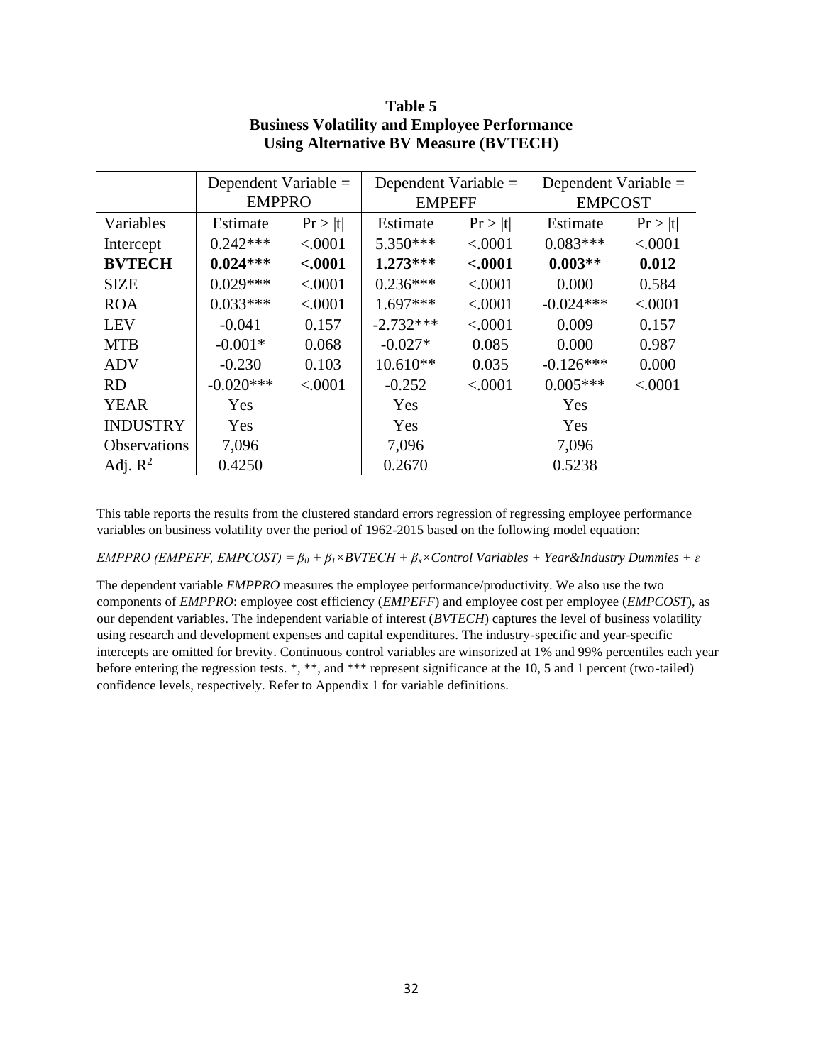**Table 5**
**Business Volatility and Employee Performance**
**Using Alternative BV Measure (BVTECH)**

| | Dependent Variable = EMPPRO | | Dependent Variable = EMPEFF | | Dependent Variable = EMPCOST | |
|---|---|---|---|---|---|---|
| Variables | Estimate | Pr > \|t\| | Estimate | Pr > \|t\| | Estimate | Pr > \|t\| |
| Intercept | 0.242*** | <.0001 | 5.350*** | <.0001 | 0.083*** | <.0001 |
| **BVTECH** | **0.024*** ** | **<.0001** | **1.273*** ** | **<.0001** | **0.003** ** | **0.012** |
| SIZE | 0.029*** | <.0001 | 0.236*** | <.0001 | 0.000 | 0.584 |
| ROA | 0.033*** | <.0001 | 1.697*** | <.0001 | -0.024*** | <.0001 |
| LEV | -0.041 | 0.157 | -2.732*** | <.0001 | 0.009 | 0.157 |
| MTB | -0.001* | 0.068 | -0.027* | 0.085 | 0.000 | 0.987 |
| ADV | -0.230 | 0.103 | 10.610** | 0.035 | -0.126*** | 0.000 |
| RD | -0.020*** | <.0001 | -0.252 | <.0001 | 0.005*** | <.0001 |
| YEAR | Yes | | Yes | | Yes | |
| INDUSTRY | Yes | | Yes | | Yes | |
| Observations | 7,096 | | 7,096 | | 7,096 | |
| Adj. $R^2$ | 0.4250 | | 0.2670 | | 0.5238 | |

This table reports the results from the clustered standard errors regression of regressing employee performance variables on business volatility over the period of 1962-2015 based on the following model equation:

*EMPPRO (EMPEFF, EMPCOST)* $= \beta_0 + \beta_1 \times BVTECH + \beta_x \times$ *Control Variables + Year&Industry Dummies* $+ \varepsilon$

The dependent variable *EMPPRO* measures the employee performance/productivity. We also use the two components of *EMPPRO*: employee cost efficiency (*EMPEFF*) and employee cost per employee (*EMPCOST*), as our dependent variables. The independent variable of interest (*BVTECH*) captures the level of business volatility using research and development expenses and capital expenditures. The industry-specific and year-specific intercepts are omitted for brevity. Continuous control variables are winsorized at 1% and 99% percentiles each year before entering the regression tests. *, **, and *** represent significance at the 10, 5 and 1 percent (two-tailed) confidence levels, respectively. Refer to Appendix 1 for variable definitions.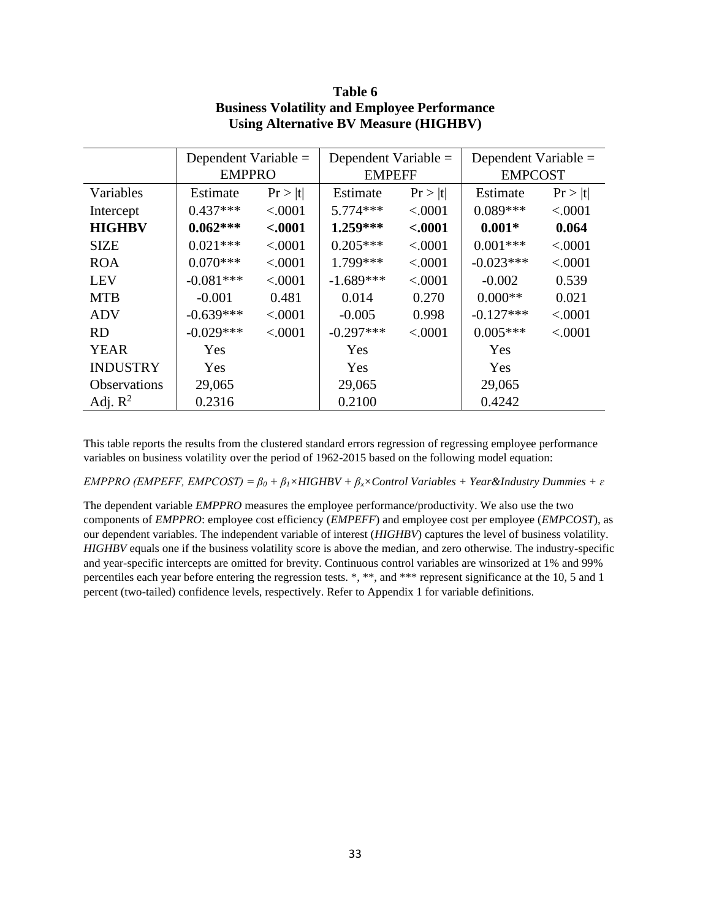**Table 6**
**Business Volatility and Employee Performance**
**Using Alternative BV Measure (HIGHBV)**

| | Dependent Variable = EMPPRO | | Dependent Variable = EMPEFF | | Dependent Variable = EMPCOST | |
|---|---|---|---|---|---|---|
| Variables | Estimate | Pr > \|t\| | Estimate | Pr > \|t\| | Estimate | Pr > \|t\| |
| Intercept | 0.437*** | <.0001 | 5.774*** | <.0001 | 0.089*** | <.0001 |
| **HIGHBV** | **0.062*** ** | **<.0001** | **1.259*** ** | **<.0001** | **0.001*** | **0.064** |
| SIZE | 0.021*** | <.0001 | 0.205*** | <.0001 | 0.001*** | <.0001 |
| ROA | 0.070*** | <.0001 | 1.799*** | <.0001 | -0.023*** | <.0001 |
| LEV | -0.081*** | <.0001 | -1.689*** | <.0001 | -0.002 | 0.539 |
| MTB | -0.001 | 0.481 | 0.014 | 0.270 | 0.000** | 0.021 |
| ADV | -0.639*** | <.0001 | -0.005 | 0.998 | -0.127*** | <.0001 |
| RD | -0.029*** | <.0001 | -0.297*** | <.0001 | 0.005*** | <.0001 |
| YEAR | Yes | | Yes | | Yes | |
| INDUSTRY | Yes | | Yes | | Yes | |
| Observations | 29,065 | | 29,065 | | 29,065 | |
| Adj. $R^2$ | 0.2316 | | 0.2100 | | 0.4242 | |

This table reports the results from the clustered standard errors regression of regressing employee performance variables on business volatility over the period of 1962-2015 based on the following model equation:

*EMPPRO (EMPEFF, EMPCOST)* = $\beta_0 + \beta_1 \times HIGHBV + \beta_x \times$ *Control Variables + Year&Industry Dummies* + $\varepsilon$

The dependent variable *EMPPRO* measures the employee performance/productivity. We also use the two components of *EMPPRO*: employee cost efficiency (*EMPEFF*) and employee cost per employee (*EMPCOST*), as our dependent variables. The independent variable of interest (*HIGHBV*) captures the level of business volatility. *HIGHBV* equals one if the business volatility score is above the median, and zero otherwise. The industry-specific and year-specific intercepts are omitted for brevity. Continuous control variables are winsorized at 1% and 99% percentiles each year before entering the regression tests. *, **, and *** represent significance at the 10, 5 and 1 percent (two-tailed) confidence levels, respectively. Refer to Appendix 1 for variable definitions.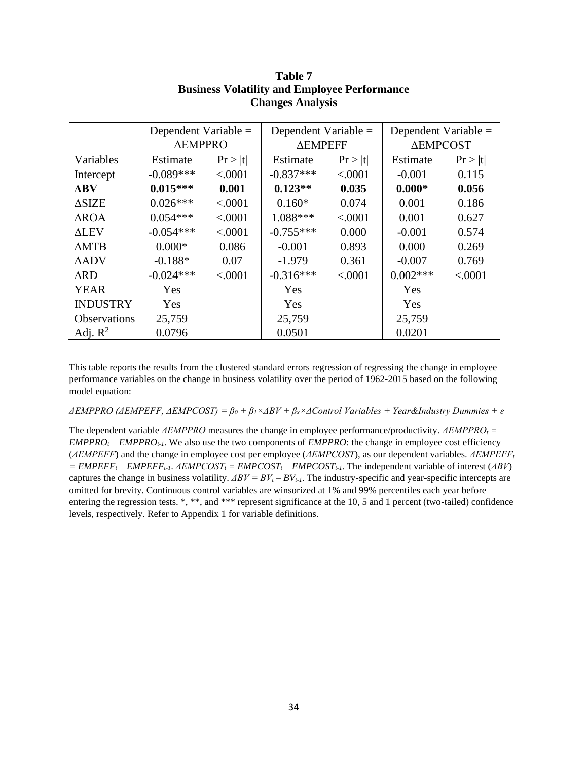**Table 7**
**Business Volatility and Employee Performance**
**Changes Analysis**

| | Dependent Variable = ΔEMPPRO | | Dependent Variable = ΔEMPEFF | | Dependent Variable = ΔEMPCOST | |
|---|---|---|---|---|---|---|
| Variables | Estimate | Pr > \|t\| | Estimate | Pr > \|t\| | Estimate | Pr > \|t\| |
| Intercept | -0.089*** | <.0001 | -0.837*** | <.0001 | -0.001 | 0.115 |
| **ΔBV** | **0.015*** ** | **0.001** | **0.123** ** | **0.035** | **0.000* ** | **0.056** |
| ΔSIZE | 0.026*** | <.0001 | 0.160* | 0.074 | 0.001 | 0.186 |
| ΔROA | 0.054*** | <.0001 | 1.088*** | <.0001 | 0.001 | 0.627 |
| ΔLEV | -0.054*** | <.0001 | -0.755*** | 0.000 | -0.001 | 0.574 |
| ΔMTB | 0.000* | 0.086 | -0.001 | 0.893 | 0.000 | 0.269 |
| ΔADV | -0.188* | 0.07 | -1.979 | 0.361 | -0.007 | 0.769 |
| ΔRD | -0.024*** | <.0001 | -0.316*** | <.0001 | 0.002*** | <.0001 |
| YEAR | Yes | | Yes | | Yes | |
| INDUSTRY | Yes | | Yes | | Yes | |
| Observations | 25,759 | | 25,759 | | 25,759 | |
| Adj. $R^2$ | 0.0796 | | 0.0501 | | 0.0201 | |

This table reports the results from the clustered standard errors regression of regressing the change in employee performance variables on the change in business volatility over the period of 1962-2015 based on the following model equation:

$$\Delta EMPPRO\ (\Delta EMPEFF,\ \Delta EMPCOST) = \beta_0 + \beta_1 \times \Delta BV + \beta_x \times \Delta Control\ Variables + Year\&Industry\ Dummies + \varepsilon$$

The dependent variable *ΔEMPPRO* measures the change in employee performance/productivity. $\Delta EMPPRO_t = EMPPRO_t - EMPPRO_{t-1}$. We also use the two components of *EMPPRO*: the change in employee cost efficiency (*ΔEMPEFF*) and the change in employee cost per employee (*ΔEMPCOST*), as our dependent variables. $\Delta EMPEFF_t = EMPEFF_t - EMPEFF_{t-1}$. $\Delta EMPCOST_t = EMPCOST_t - EMPCOST_{t-1}$. The independent variable of interest (*ΔBV*) captures the change in business volatility. $\Delta BV = BV_t - BV_{t-1}$. The industry-specific and year-specific intercepts are omitted for brevity. Continuous control variables are winsorized at 1% and 99% percentiles each year before entering the regression tests. *, **, and *** represent significance at the 10, 5 and 1 percent (two-tailed) confidence levels, respectively. Refer to Appendix 1 for variable definitions.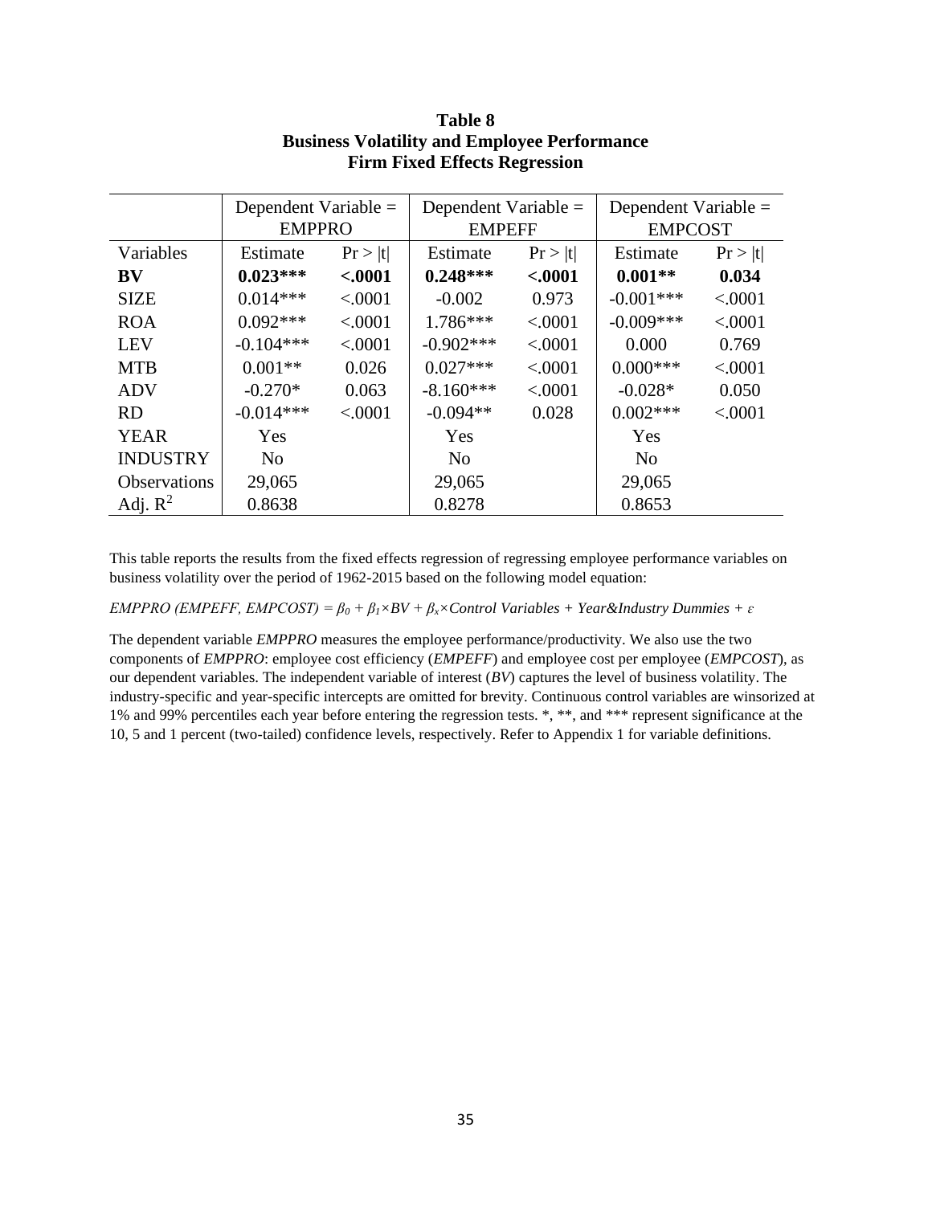**Table 8**
**Business Volatility and Employee Performance**
**Firm Fixed Effects Regression**

| | Dependent Variable = EMPPRO | | Dependent Variable = EMPEFF | | Dependent Variable = EMPCOST | |
|---|---|---|---|---|---|---|
| Variables | Estimate | Pr > \|t\| | Estimate | Pr > \|t\| | Estimate | Pr > \|t\| |
| **BV** | **0.023*** ** | **<.0001** | **0.248*** ** | **<.0001** | **0.001** ** | **0.034** |
| SIZE | 0.014*** | <.0001 | -0.002 | 0.973 | -0.001*** | <.0001 |
| ROA | 0.092*** | <.0001 | 1.786*** | <.0001 | -0.009*** | <.0001 |
| LEV | -0.104*** | <.0001 | -0.902*** | <.0001 | 0.000 | 0.769 |
| MTB | 0.001** | 0.026 | 0.027*** | <.0001 | 0.000*** | <.0001 |
| ADV | -0.270* | 0.063 | -8.160*** | <.0001 | -0.028* | 0.050 |
| RD | -0.014*** | <.0001 | -0.094** | 0.028 | 0.002*** | <.0001 |
| YEAR | Yes | | Yes | | Yes | |
| INDUSTRY | No | | No | | No | |
| Observations | 29,065 | | 29,065 | | 29,065 | |
| Adj. $R^2$ | 0.8638 | | 0.8278 | | 0.8653 | |

This table reports the results from the fixed effects regression of regressing employee performance variables on business volatility over the period of 1962-2015 based on the following model equation:

$$EMPPRO\ (EMPEFF,\ EMPCOST) = \beta_0 + \beta_1 \times BV + \beta_x \times Control\ Variables + Year\&Industry\ Dummies + \varepsilon$$

The dependent variable *EMPPRO* measures the employee performance/productivity. We also use the two components of *EMPPRO*: employee cost efficiency (*EMPEFF*) and employee cost per employee (*EMPCOST*), as our dependent variables. The independent variable of interest (*BV*) captures the level of business volatility. The industry-specific and year-specific intercepts are omitted for brevity. Continuous control variables are winsorized at 1% and 99% percentiles each year before entering the regression tests. *, **, and *** represent significance at the 10, 5 and 1 percent (two-tailed) confidence levels, respectively. Refer to Appendix 1 for variable definitions.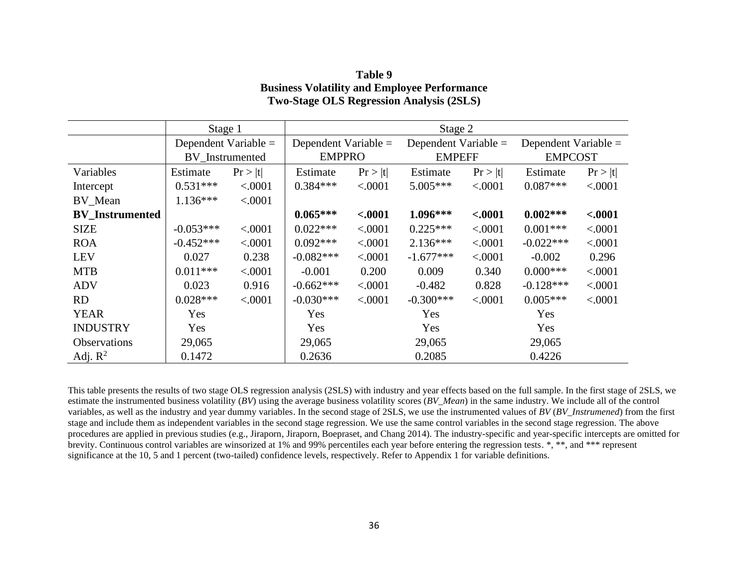**Table 9**
**Business Volatility and Employee Performance**
**Two-Stage OLS Regression Analysis (2SLS)**

| | Stage 1 | | Stage 2 | | | | | |
|---|---|---|---|---|---|---|---|---|
| | Dependent Variable = BV_Instrumented | | Dependent Variable = EMPPRO | | Dependent Variable = EMPEFF | | Dependent Variable = EMPCOST | |
| Variables | Estimate | Pr > \|t\| | Estimate | Pr > \|t\| | Estimate | Pr > \|t\| | Estimate | Pr > \|t\| |
| Intercept | 0.531*** | <.0001 | 0.384*** | <.0001 | 5.005*** | <.0001 | 0.087*** | <.0001 |
| BV_Mean | 1.136*** | <.0001 | | | | | | |
| **BV_Instrumented** | | | **0.065*** ** | **<.0001** | **1.096*** ** | **<.0001** | **0.002*** ** | **<.0001** |
| SIZE | -0.053*** | <.0001 | 0.022*** | <.0001 | 0.225*** | <.0001 | 0.001*** | <.0001 |
| ROA | -0.452*** | <.0001 | 0.092*** | <.0001 | 2.136*** | <.0001 | -0.022*** | <.0001 |
| LEV | 0.027 | 0.238 | -0.082*** | <.0001 | -1.677*** | <.0001 | -0.002 | 0.296 |
| MTB | 0.011*** | <.0001 | -0.001 | 0.200 | 0.009 | 0.340 | 0.000*** | <.0001 |
| ADV | 0.023 | 0.916 | -0.662*** | <.0001 | -0.482 | 0.828 | -0.128*** | <.0001 |
| RD | 0.028*** | <.0001 | -0.030*** | <.0001 | -0.300*** | <.0001 | 0.005*** | <.0001 |
| YEAR | Yes | | Yes | | Yes | | Yes | |
| INDUSTRY | Yes | | Yes | | Yes | | Yes | |
| Observations | 29,065 | | 29,065 | | 29,065 | | 29,065 | |
| Adj. $R^2$ | 0.1472 | | 0.2636 | | 0.2085 | | 0.4226 | |

This table presents the results of two stage OLS regression analysis (2SLS) with industry and year effects based on the full sample. In the first stage of 2SLS, we estimate the instrumented business volatility (*BV*) using the average business volatility scores (*BV_Mean*) in the same industry. We include all of the control variables, as well as the industry and year dummy variables. In the second stage of 2SLS, we use the instrumented values of *BV* (*BV_Instrumened*) from the first stage and include them as independent variables in the second stage regression. We use the same control variables in the second stage regression. The above procedures are applied in previous studies (e.g., Jiraporn, Jiraporn, Boepraset, and Chang 2014). The industry-specific and year-specific intercepts are omitted for brevity. Continuous control variables are winsorized at 1% and 99% percentiles each year before entering the regression tests. *, **, and *** represent significance at the 10, 5 and 1 percent (two-tailed) confidence levels, respectively. Refer to Appendix 1 for variable definitions.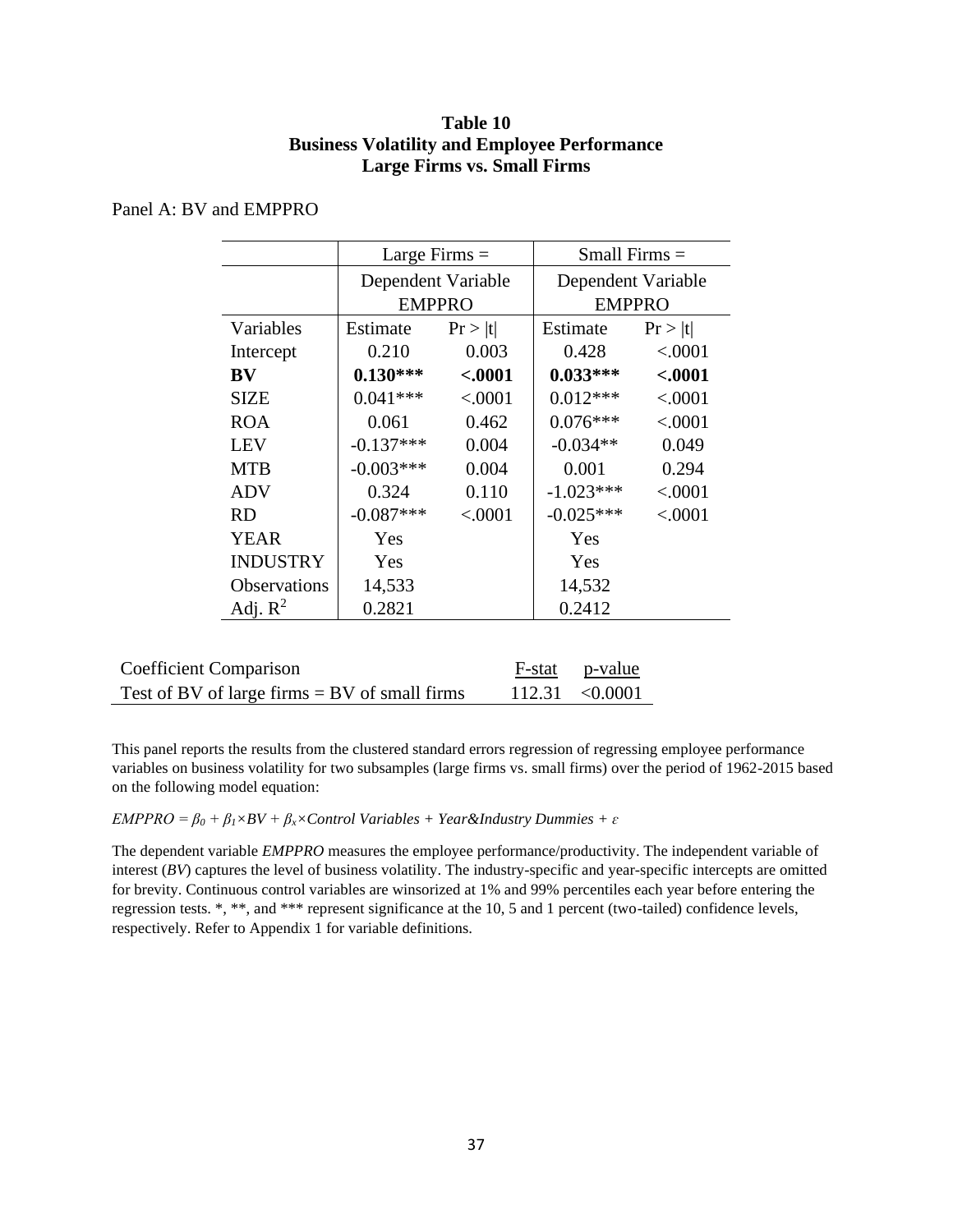**Table 10**
**Business Volatility and Employee Performance**
**Large Firms vs. Small Firms**

Panel A: BV and EMPPRO

| | Large Firms = | | Small Firms = | |
|---|---|---|---|---|
| | Dependent Variable EMPPRO | | Dependent Variable EMPPRO | |
| Variables | Estimate | Pr > \|t\| | Estimate | Pr > \|t\| |
| Intercept | 0.210 | 0.003 | 0.428 | <.0001 |
| **BV** | **0.130*** ** | **<.0001** | **0.033*** ** | **<.0001** |
| SIZE | 0.041*** | <.0001 | 0.012*** | <.0001 |
| ROA | 0.061 | 0.462 | 0.076*** | <.0001 |
| LEV | -0.137*** | 0.004 | -0.034** | 0.049 |
| MTB | -0.003*** | 0.004 | 0.001 | 0.294 |
| ADV | 0.324 | 0.110 | -1.023*** | <.0001 |
| RD | -0.087*** | <.0001 | -0.025*** | <.0001 |
| YEAR | Yes | | Yes | |
| INDUSTRY | Yes | | Yes | |
| Observations | 14,533 | | 14,532 | |
| Adj. $R^2$ | 0.2821 | | 0.2412 | |

| Coefficient Comparison | F-stat | p-value |
|---|---|---|
| Test of BV of large firms = BV of small firms | 112.31 | <0.0001 |

This panel reports the results from the clustered standard errors regression of regressing employee performance variables on business volatility for two subsamples (large firms vs. small firms) over the period of 1962-2015 based on the following model equation:

$$EMPPRO = \beta_0 + \beta_1 \times BV + \beta_x \times Control\ Variables + Year\&Industry\ Dummies + \varepsilon$$

The dependent variable *EMPPRO* measures the employee performance/productivity. The independent variable of interest (*BV*) captures the level of business volatility. The industry-specific and year-specific intercepts are omitted for brevity. Continuous control variables are winsorized at 1% and 99% percentiles each year before entering the regression tests. *, **, and *** represent significance at the 10, 5 and 1 percent (two-tailed) confidence levels, respectively. Refer to Appendix 1 for variable definitions.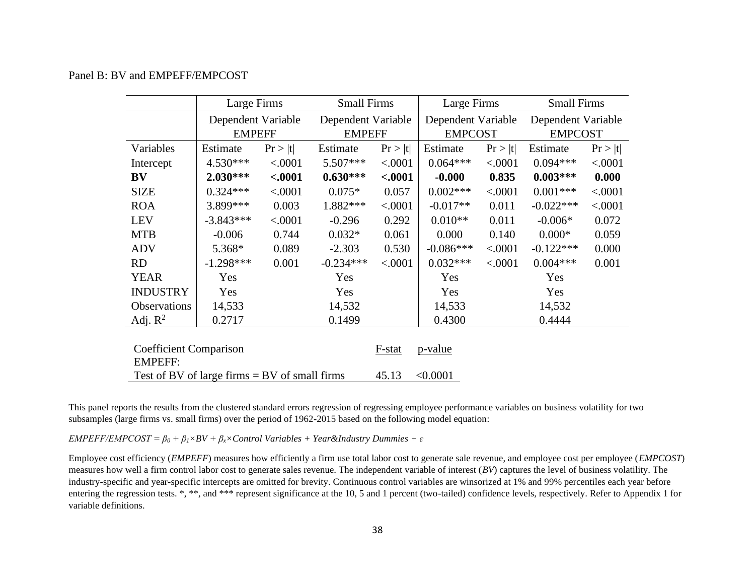Panel B: BV and EMPEFF/EMPCOST

| | Large Firms | | Small Firms | | Large Firms | | Small Firms | |
|---|---|---|---|---|---|---|---|---|
| | Dependent Variable EMPEFF | | Dependent Variable EMPEFF | | Dependent Variable EMPCOST | | Dependent Variable EMPCOST | |
| Variables | Estimate | Pr > \|t\| | Estimate | Pr > \|t\| | Estimate | Pr > \|t\| | Estimate | Pr > \|t\| |
| Intercept | 4.530*** | <.0001 | 5.507*** | <.0001 | 0.064*** | <.0001 | 0.094*** | <.0001 |
| **BV** | **2.030***** | **<.0001** | **0.630***** | **<.0001** | **-0.000** | **0.835** | **0.003***** | **0.000** |
| SIZE | 0.324*** | <.0001 | 0.075* | 0.057 | 0.002*** | <.0001 | 0.001*** | <.0001 |
| ROA | 3.899*** | 0.003 | 1.882*** | <.0001 | -0.017** | 0.011 | -0.022*** | <.0001 |
| LEV | -3.843*** | <.0001 | -0.296 | 0.292 | 0.010** | 0.011 | -0.006* | 0.072 |
| MTB | -0.006 | 0.744 | 0.032* | 0.061 | 0.000 | 0.140 | 0.000* | 0.059 |
| ADV | 5.368* | 0.089 | -2.303 | 0.530 | -0.086*** | <.0001 | -0.122*** | 0.000 |
| RD | -1.298*** | 0.001 | -0.234*** | <.0001 | 0.032*** | <.0001 | 0.004*** | 0.001 |
| YEAR | Yes | | Yes | | Yes | | Yes | |
| INDUSTRY | Yes | | Yes | | Yes | | Yes | |
| Observations | 14,533 | | 14,532 | | 14,533 | | 14,532 | |
| Adj. $R^2$ | 0.2717 | | 0.1499 | | 0.4300 | | 0.4444 | |

| Coefficient Comparison | F-stat | p-value |
|---|---|---|
| EMPEFF: | | |
| Test of BV of large firms = BV of small firms | 45.13 | <0.0001 |

This panel reports the results from the clustered standard errors regression of regressing employee performance variables on business volatility for two subsamples (large firms vs. small firms) over the period of 1962-2015 based on the following model equation:

*EMPEFF/EMPCOST* = $\beta_0 + \beta_1 \times BV + \beta_x \times$ *Control Variables + Year&Industry Dummies* + $\varepsilon$

Employee cost efficiency (*EMPEFF*) measures how efficiently a firm use total labor cost to generate sale revenue, and employee cost per employee (*EMPCOST*) measures how well a firm control labor cost to generate sales revenue. The independent variable of interest (*BV*) captures the level of business volatility. The industry-specific and year-specific intercepts are omitted for brevity. Continuous control variables are winsorized at 1% and 99% percentiles each year before entering the regression tests. *, **, and *** represent significance at the 10, 5 and 1 percent (two-tailed) confidence levels, respectively. Refer to Appendix 1 for variable definitions.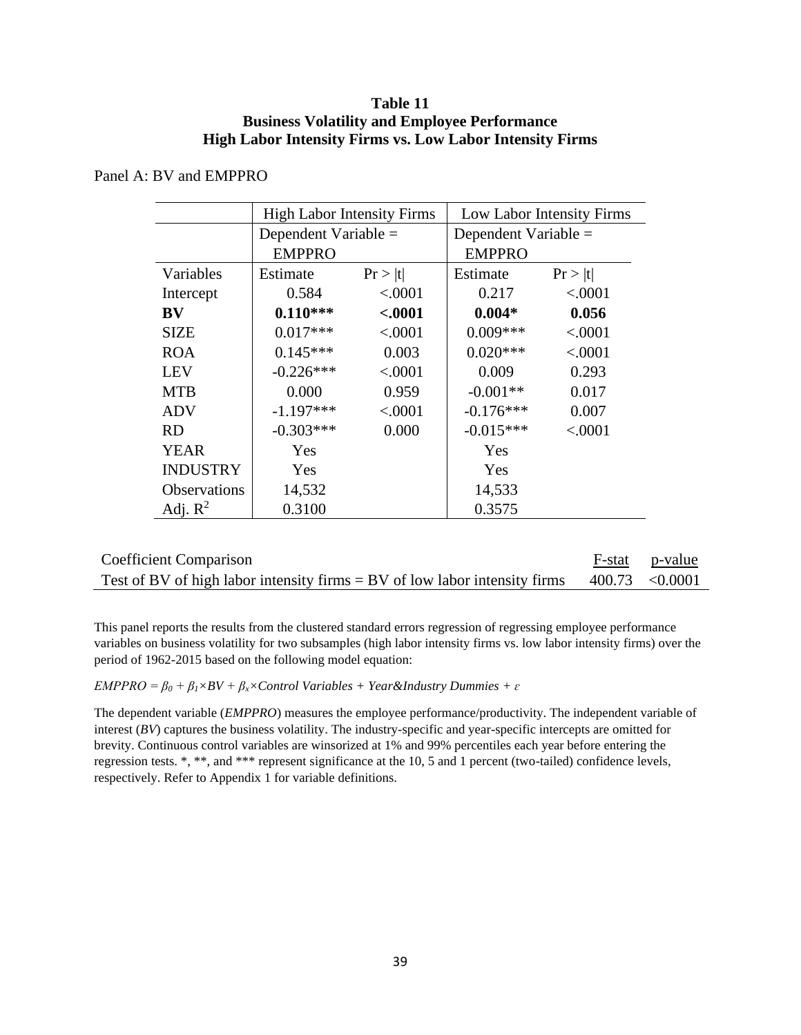**Table 11**
**Business Volatility and Employee Performance**
**High Labor Intensity Firms vs. Low Labor Intensity Firms**

Panel A: BV and EMPPRO

| | High Labor Intensity Firms | | Low Labor Intensity Firms | |
|---|---|---|---|---|
| | Dependent Variable = EMPPRO | | Dependent Variable = EMPPRO | |
| Variables | Estimate | Pr > \|t\| | Estimate | Pr > \|t\| |
| Intercept | 0.584 | <.0001 | 0.217 | <.0001 |
| **BV** | **0.110*** ** | **<.0001** | **0.004*** | **0.056** |
| SIZE | 0.017*** | <.0001 | 0.009*** | <.0001 |
| ROA | 0.145*** | 0.003 | 0.020*** | <.0001 |
| LEV | -0.226*** | <.0001 | 0.009 | 0.293 |
| MTB | 0.000 | 0.959 | -0.001** | 0.017 |
| ADV | -1.197*** | <.0001 | -0.176*** | 0.007 |
| RD | -0.303*** | 0.000 | -0.015*** | <.0001 |
| YEAR | Yes | | Yes | |
| INDUSTRY | Yes | | Yes | |
| Observations | 14,532 | | 14,533 | |
| Adj. $R^2$ | 0.3100 | | 0.3575 | |

| Coefficient Comparison | F-stat | p-value |
|---|---|---|
| Test of BV of high labor intensity firms = BV of low labor intensity firms | 400.73 | <0.0001 |

This panel reports the results from the clustered standard errors regression of regressing employee performance variables on business volatility for two subsamples (high labor intensity firms vs. low labor intensity firms) over the period of 1962-2015 based on the following model equation:

$EMPPRO = \beta_0 + \beta_1 \times BV + \beta_x \times Control\ Variables + Year\&Industry\ Dummies + \varepsilon$

The dependent variable (*EMPPRO*) measures the employee performance/productivity. The independent variable of interest (*BV*) captures the business volatility. The industry-specific and year-specific intercepts are omitted for brevity. Continuous control variables are winsorized at 1% and 99% percentiles each year before entering the regression tests. *, **, and *** represent significance at the 10, 5 and 1 percent (two-tailed) confidence levels, respectively. Refer to Appendix 1 for variable definitions.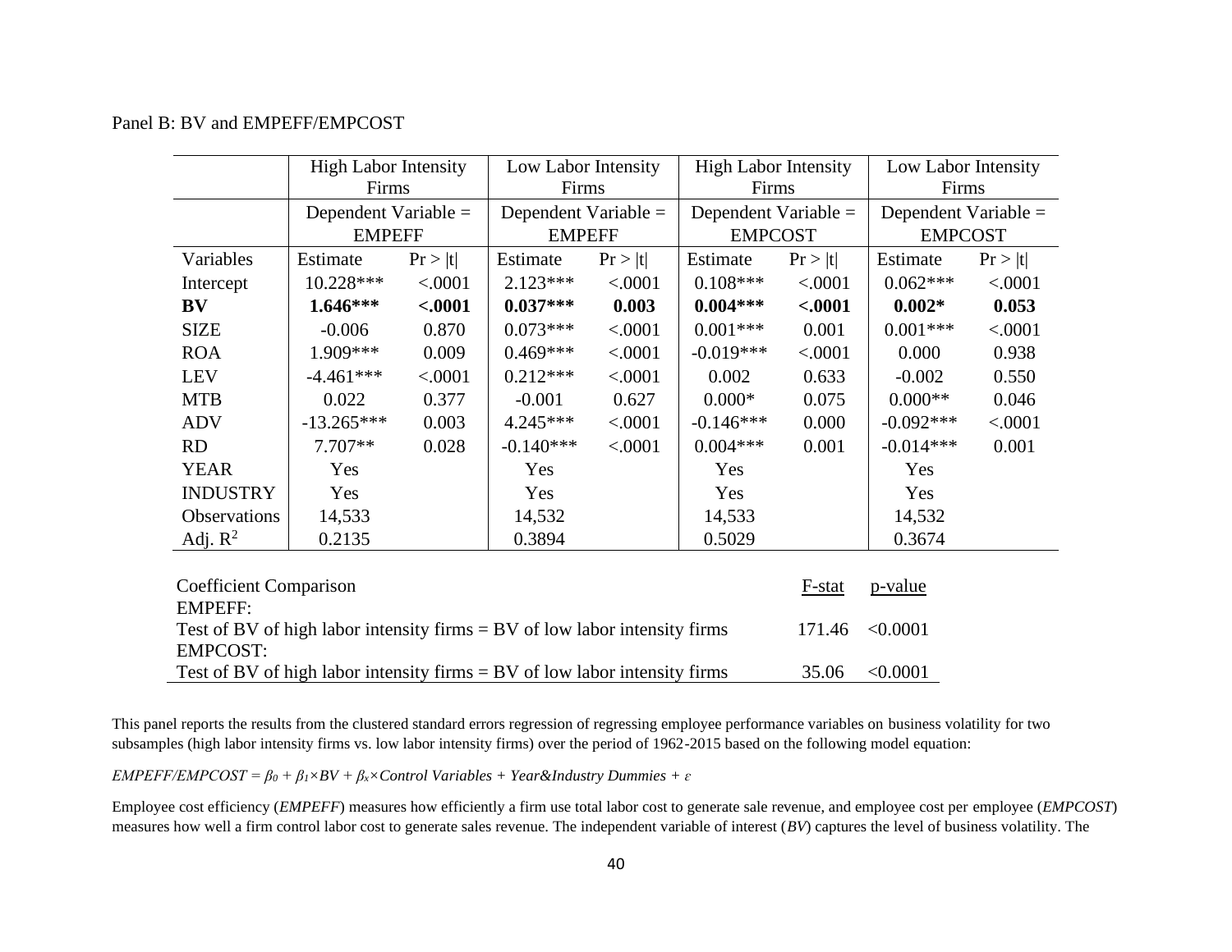Panel B: BV and EMPEFF/EMPCOST

| | High Labor Intensity Firms | | Low Labor Intensity Firms | | High Labor Intensity Firms | | Low Labor Intensity Firms | |
|---|---|---|---|---|---|---|---|---|
| | Dependent Variable = EMPEFF | | Dependent Variable = EMPEFF | | Dependent Variable = EMPCOST | | Dependent Variable = EMPCOST | |
| Variables | Estimate | Pr > \|t\| | Estimate | Pr > \|t\| | Estimate | Pr > \|t\| | Estimate | Pr > \|t\| |
| Intercept | 10.228*** | <.0001 | 2.123*** | <.0001 | 0.108*** | <.0001 | 0.062*** | <.0001 |
| **BV** | **1.646*****| **<.0001** | **0.037*****| **0.003** | **0.004*****| **<.0001** | **0.002*** | **0.053** |
| SIZE | -0.006 | 0.870 | 0.073*** | <.0001 | 0.001*** | 0.001 | 0.001*** | <.0001 |
| ROA | 1.909*** | 0.009 | 0.469*** | <.0001 | -0.019*** | <.0001 | 0.000 | 0.938 |
| LEV | -4.461*** | <.0001 | 0.212*** | <.0001 | 0.002 | 0.633 | -0.002 | 0.550 |
| MTB | 0.022 | 0.377 | -0.001 | 0.627 | 0.000* | 0.075 | 0.000** | 0.046 |
| ADV | -13.265*** | 0.003 | 4.245*** | <.0001 | -0.146*** | 0.000 | -0.092*** | <.0001 |
| RD | 7.707** | 0.028 | -0.140*** | <.0001 | 0.004*** | 0.001 | -0.014*** | 0.001 |
| YEAR | Yes | | Yes | | Yes | | Yes | |
| INDUSTRY | Yes | | Yes | | Yes | | Yes | |
| Observations | 14,533 | | 14,532 | | 14,533 | | 14,532 | |
| Adj. $R^2$ | 0.2135 | | 0.3894 | | 0.5029 | | 0.3674 | |

| Coefficient Comparison | F-stat | p-value |
|---|---|---|
| EMPEFF: | | |
| Test of BV of high labor intensity firms = BV of low labor intensity firms | 171.46 | <0.0001 |
| EMPCOST: | | |
| Test of BV of high labor intensity firms = BV of low labor intensity firms | 35.06 | <0.0001 |

This panel reports the results from the clustered standard errors regression of regressing employee performance variables on business volatility for two subsamples (high labor intensity firms vs. low labor intensity firms) over the period of 1962-2015 based on the following model equation:

$EMPEFF/EMPCOST = \beta_0 + \beta_1 \times BV + \beta_x \times Control\ Variables + Year\&Industry\ Dummies + \varepsilon$

Employee cost efficiency (*EMPEFF*) measures how efficiently a firm use total labor cost to generate sale revenue, and employee cost per employee (*EMPCOST*) measures how well a firm control labor cost to generate sales revenue. The independent variable of interest (*BV*) captures the level of business volatility. The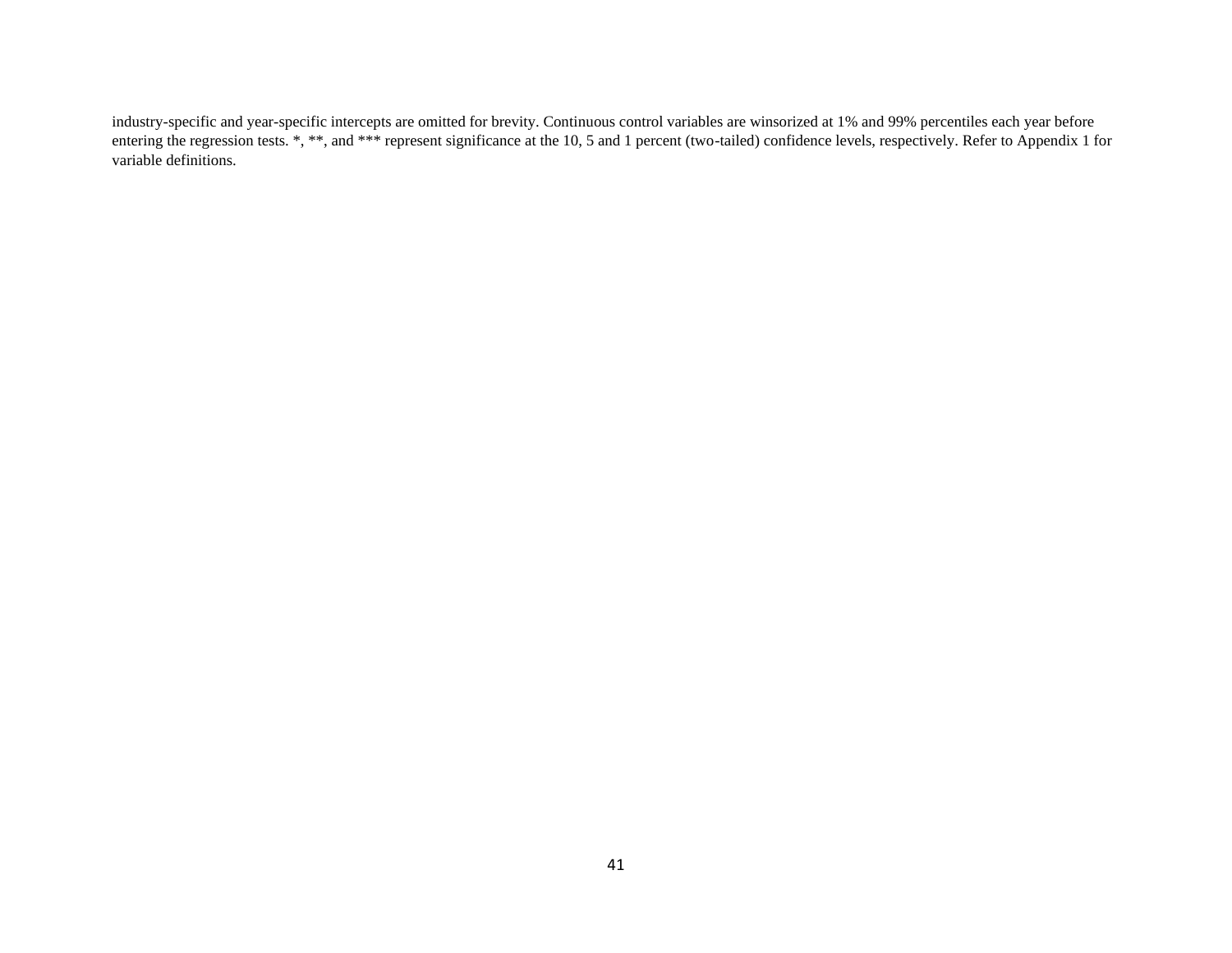industry-specific and year-specific intercepts are omitted for brevity. Continuous control variables are winsorized at 1% and 99% percentiles each year before entering the regression tests. *, **, and *** represent significance at the 10, 5 and 1 percent (two-tailed) confidence levels, respectively. Refer to Appendix 1 for variable definitions.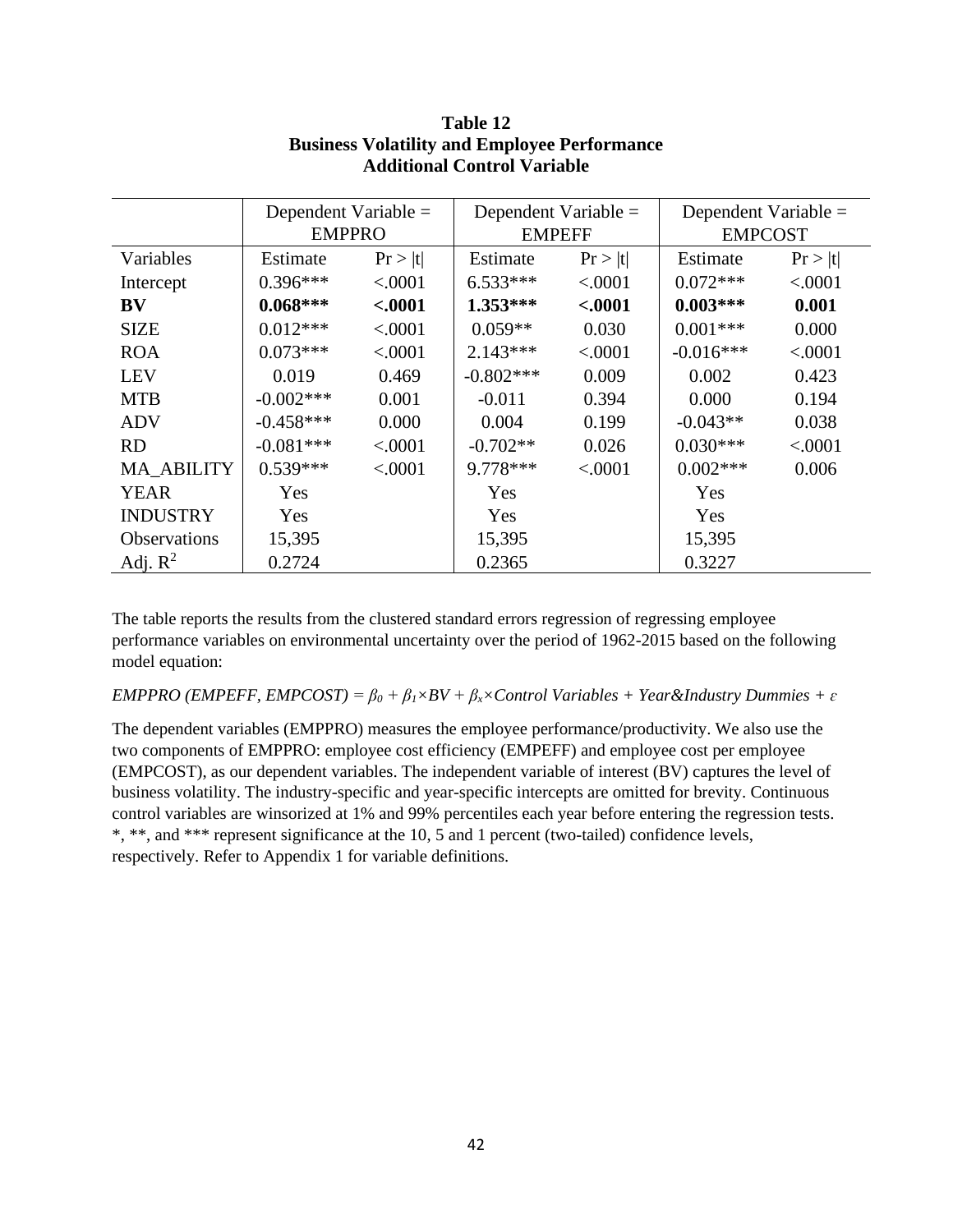**Table 12**
**Business Volatility and Employee Performance**
**Additional Control Variable**

| | Dependent Variable = EMPPRO | | Dependent Variable = EMPEFF | | Dependent Variable = EMPCOST | |
|---|---|---|---|---|---|---|
| Variables | Estimate | Pr > \|t\| | Estimate | Pr > \|t\| | Estimate | Pr > \|t\| |
| Intercept | 0.396*** | <.0001 | 6.533*** | <.0001 | 0.072*** | <.0001 |
| **BV** | **0.068*** ** | **<.0001** | **1.353*** ** | **<.0001** | **0.003*** ** | **0.001** |
| SIZE | 0.012*** | <.0001 | 0.059** | 0.030 | 0.001*** | 0.000 |
| ROA | 0.073*** | <.0001 | 2.143*** | <.0001 | -0.016*** | <.0001 |
| LEV | 0.019 | 0.469 | -0.802*** | 0.009 | 0.002 | 0.423 |
| MTB | -0.002*** | 0.001 | -0.011 | 0.394 | 0.000 | 0.194 |
| ADV | -0.458*** | 0.000 | 0.004 | 0.199 | -0.043** | 0.038 |
| RD | -0.081*** | <.0001 | -0.702** | 0.026 | 0.030*** | <.0001 |
| MA_ABILITY | 0.539*** | <.0001 | 9.778*** | <.0001 | 0.002*** | 0.006 |
| YEAR | Yes | | Yes | | Yes | |
| INDUSTRY | Yes | | Yes | | Yes | |
| Observations | 15,395 | | 15,395 | | 15,395 | |
| Adj. $R^2$ | 0.2724 | | 0.2365 | | 0.3227 | |

The table reports the results from the clustered standard errors regression of regressing employee performance variables on environmental uncertainty over the period of 1962-2015 based on the following model equation:

*EMPPRO (EMPEFF, EMPCOST)* $= \beta_0 + \beta_1 \times BV + \beta_x \times$ *Control Variables + Year&Industry Dummies* $+ \varepsilon$

The dependent variables (EMPPRO) measures the employee performance/productivity. We also use the two components of EMPPRO: employee cost efficiency (EMPEFF) and employee cost per employee (EMPCOST), as our dependent variables. The independent variable of interest (BV) captures the level of business volatility. The industry-specific and year-specific intercepts are omitted for brevity. Continuous control variables are winsorized at 1% and 99% percentiles each year before entering the regression tests. *, **, and *** represent significance at the 10, 5 and 1 percent (two-tailed) confidence levels, respectively. Refer to Appendix 1 for variable definitions.